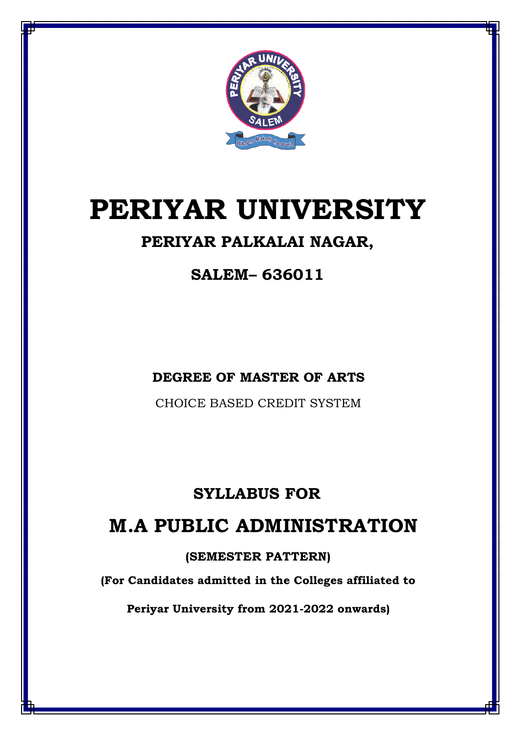# PERIYAR UNIVERSITY

## PERIYAR PALKALAI NAGAR,

## SALEM– 636011

**DEGREE OF MASTER OF ARTS**

CHOICE BASED CREDIT SYSTEM

## SYLLABUS FOR

# M.A PUBLIC ADMINISTRATION

**(SEMESTER PATTERN)**

**(For Candidates admitted in the Colleges affiliated to**

**Periyar University from 2021-2022 onwards)**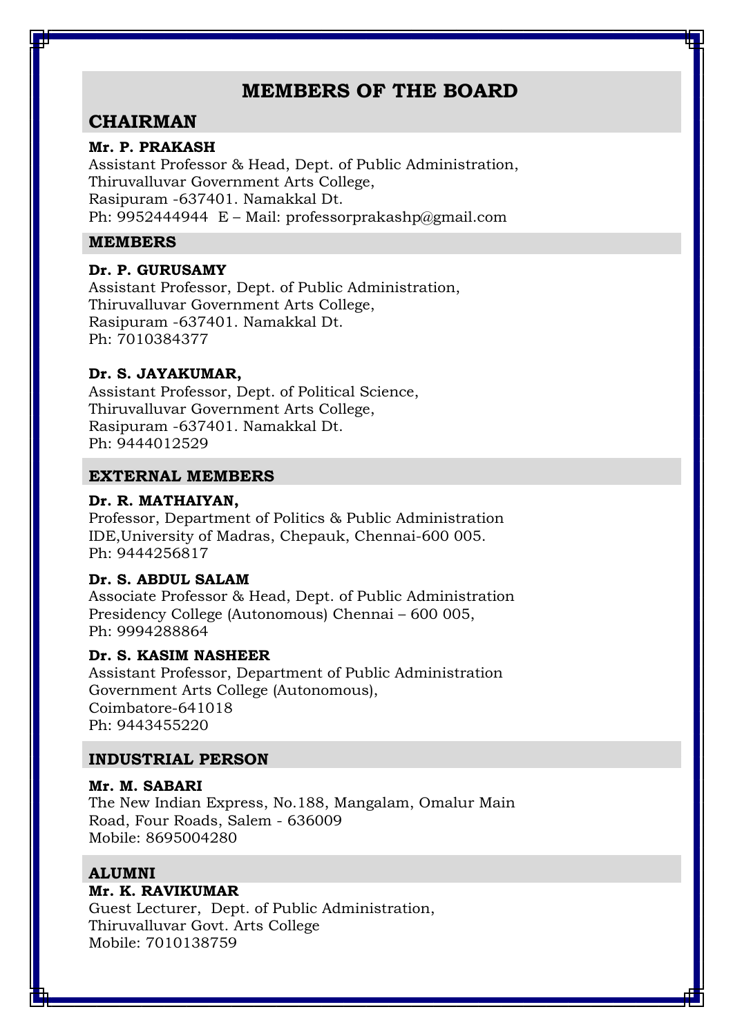# MEMBERS OF THE BOARD

## CHAIRMAN

**Mr. P. PRAKASH**
Assistant Professor & Head, Dept. of Public Administration,
Thiruvalluvar Government Arts College,
Rasipuram -637401. Namakkal Dt.
Ph: 9952444944  E – Mail: professorprakashp@gmail.com

### MEMBERS

**Dr. P. GURUSAMY**
Assistant Professor, Dept. of Public Administration,
Thiruvalluvar Government Arts College,
Rasipuram -637401. Namakkal Dt.
Ph: 7010384377

**Dr. S. JAYAKUMAR,**
Assistant Professor, Dept. of Political Science,
Thiruvalluvar Government Arts College,
Rasipuram -637401. Namakkal Dt.
Ph: 9444012529

### EXTERNAL MEMBERS

**Dr. R. MATHAIYAN,**
Professor, Department of Politics & Public Administration
IDE,University of Madras, Chepauk, Chennai-600 005.
Ph: 9444256817

**Dr. S. ABDUL SALAM**
Associate Professor & Head, Dept. of Public Administration
Presidency College (Autonomous) Chennai – 600 005,
Ph: 9994288864

**Dr. S. KASIM NASHEER**
Assistant Professor, Department of Public Administration
Government Arts College (Autonomous),
Coimbatore-641018
Ph: 9443455220

### INDUSTRIAL PERSON

**Mr. M. SABARI**
The New Indian Express, No.188, Mangalam, Omalur Main Road, Four Roads, Salem - 636009
Mobile: 8695004280

### ALUMNI

**Mr. K. RAVIKUMAR**
Guest Lecturer, Dept. of Public Administration,
Thiruvalluvar Govt. Arts College
Mobile: 7010138759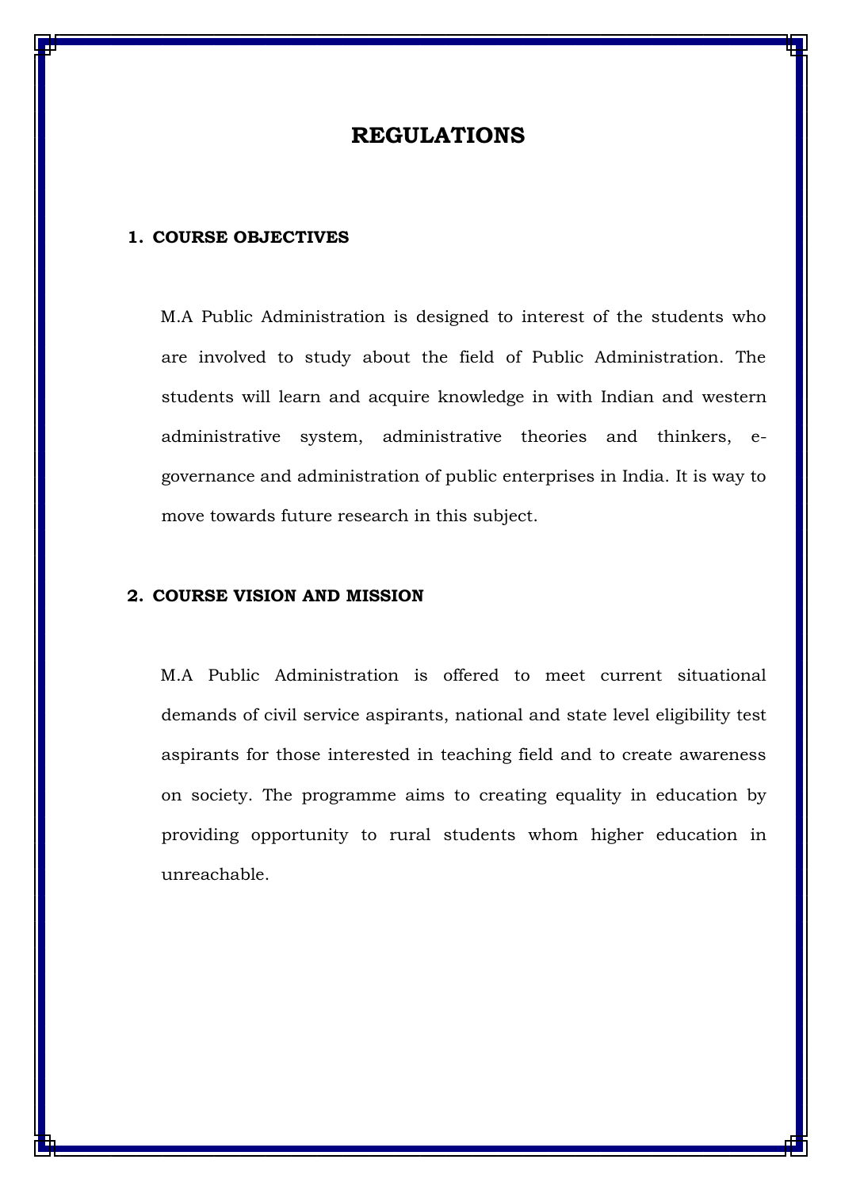# REGULATIONS

## 1. COURSE OBJECTIVES

M.A Public Administration is designed to interest of the students who are involved to study about the field of Public Administration. The students will learn and acquire knowledge in with Indian and western administrative system, administrative theories and thinkers, e-governance and administration of public enterprises in India. It is way to move towards future research in this subject.

## 2. COURSE VISION AND MISSION

M.A Public Administration is offered to meet current situational demands of civil service aspirants, national and state level eligibility test aspirants for those interested in teaching field and to create awareness on society. The programme aims to creating equality in education by providing opportunity to rural students whom higher education in unreachable.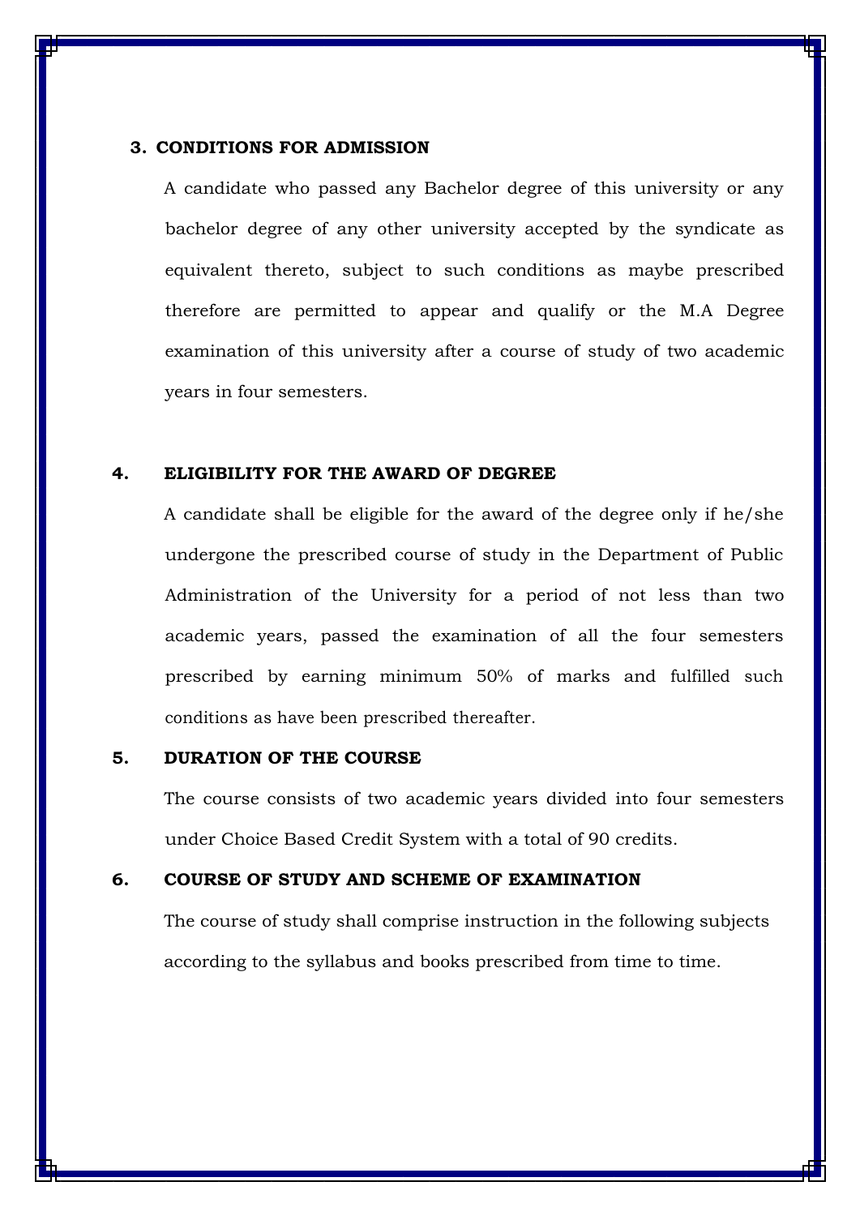## 3. CONDITIONS FOR ADMISSION

A candidate who passed any Bachelor degree of this university or any bachelor degree of any other university accepted by the syndicate as equivalent thereto, subject to such conditions as maybe prescribed therefore are permitted to appear and qualify or the M.A Degree examination of this university after a course of study of two academic years in four semesters.

## 4. ELIGIBILITY FOR THE AWARD OF DEGREE

A candidate shall be eligible for the award of the degree only if he/she undergone the prescribed course of study in the Department of Public Administration of the University for a period of not less than two academic years, passed the examination of all the four semesters prescribed by earning minimum 50% of marks and fulfilled such conditions as have been prescribed thereafter.

## 5. DURATION OF THE COURSE

The course consists of two academic years divided into four semesters under Choice Based Credit System with a total of 90 credits.

## 6. COURSE OF STUDY AND SCHEME OF EXAMINATION

The course of study shall comprise instruction in the following subjects according to the syllabus and books prescribed from time to time.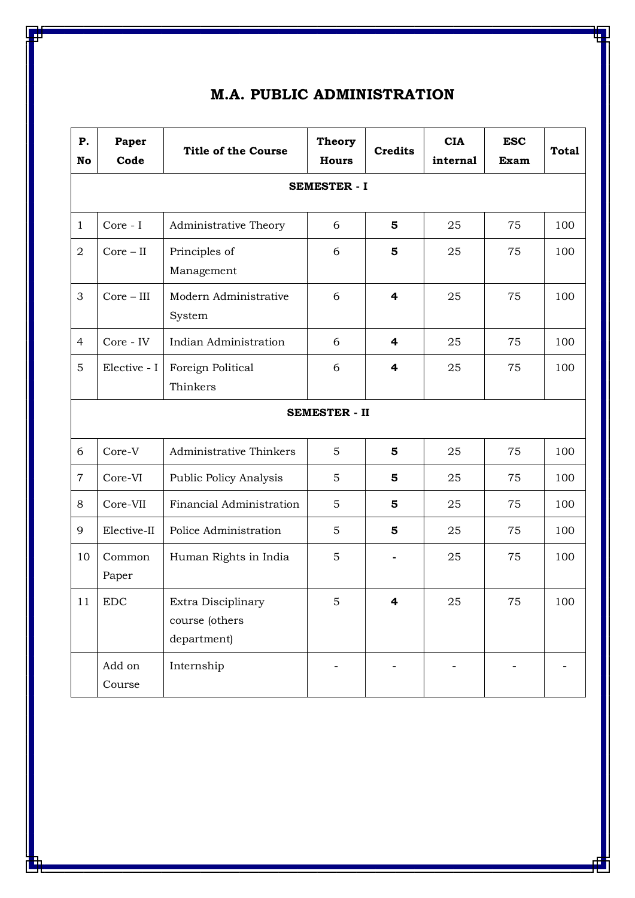# M.A. PUBLIC ADMINISTRATION

| P. No | Paper Code | Title of the Course | Theory Hours | Credits | CIA internal | ESC Exam | Total |
|---|---|---|---|---|---|---|---|
| **SEMESTER - I** | | | | | | | |
| 1 | Core - I | Administrative Theory | 6 | **5** | 25 | 75 | 100 |
| 2 | Core – II | Principles of Management | 6 | **5** | 25 | 75 | 100 |
| 3 | Core – III | Modern Administrative System | 6 | **4** | 25 | 75 | 100 |
| 4 | Core - IV | Indian Administration | 6 | **4** | 25 | 75 | 100 |
| 5 | Elective - I | Foreign Political Thinkers | 6 | **4** | 25 | 75 | 100 |
| **SEMESTER - II** | | | | | | | |
| 6 | Core-V | Administrative Thinkers | 5 | **5** | 25 | 75 | 100 |
| 7 | Core-VI | Public Policy Analysis | 5 | **5** | 25 | 75 | 100 |
| 8 | Core-VII | Financial Administration | 5 | **5** | 25 | 75 | 100 |
| 9 | Elective-II | Police Administration | 5 | **5** | 25 | 75 | 100 |
| 10 | Common Paper | Human Rights in India | 5 | **-** | 25 | 75 | 100 |
| 11 | EDC | Extra Disciplinary course (others department) | 5 | **4** | 25 | 75 | 100 |
| | Add on Course | Internship | - | - | - | - | - |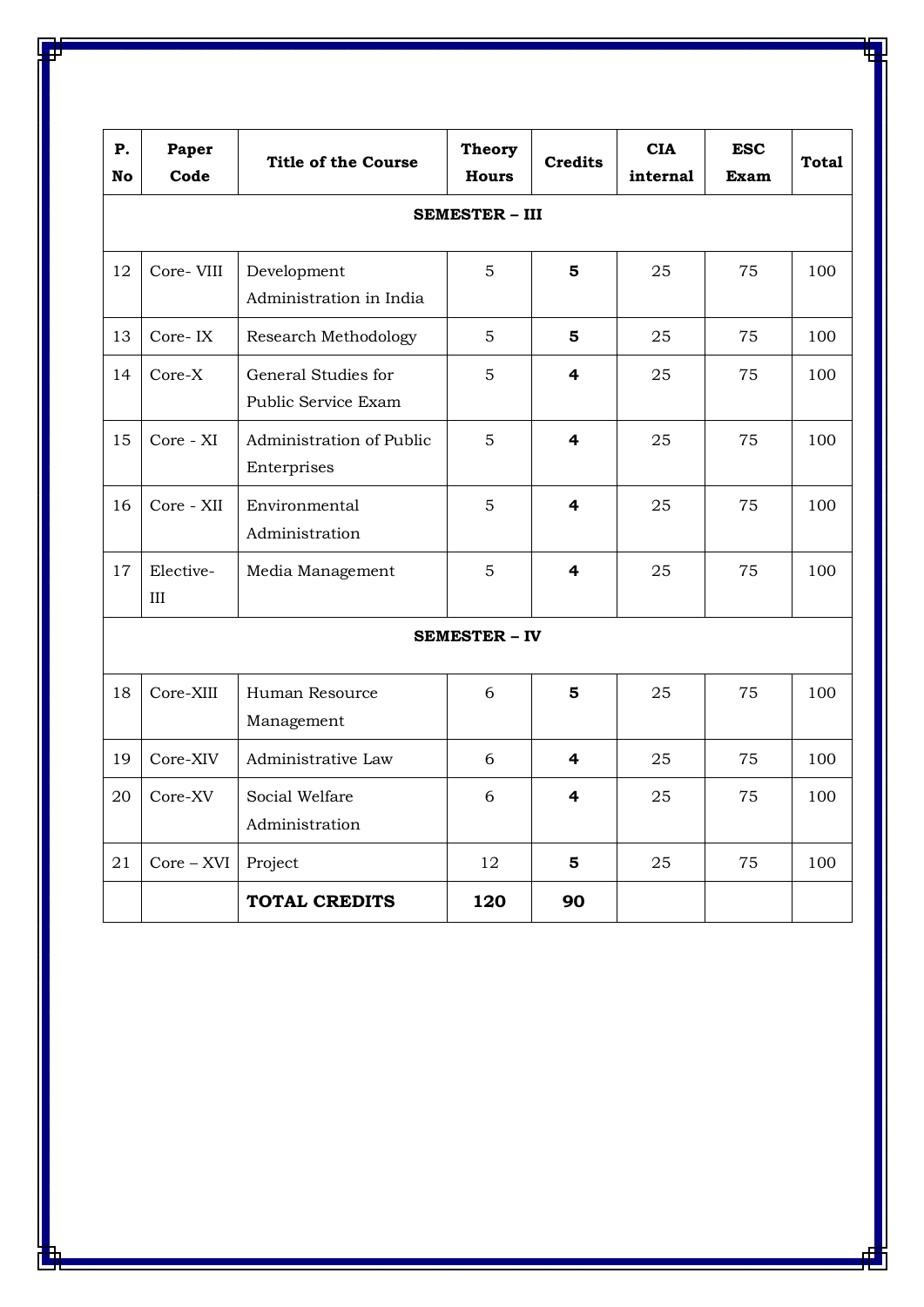| P. No | Paper Code | Title of the Course | Theory Hours | Credits | CIA internal | ESC Exam | Total |
|---|---|---|---|---|---|---|---|
| **SEMESTER – III** | | | | | | | |
| 12 | Core- VIII | Development Administration in India | 5 | **5** | 25 | 75 | 100 |
| 13 | Core- IX | Research Methodology | 5 | **5** | 25 | 75 | 100 |
| 14 | Core-X | General Studies for Public Service Exam | 5 | **4** | 25 | 75 | 100 |
| 15 | Core - XI | Administration of Public Enterprises | 5 | **4** | 25 | 75 | 100 |
| 16 | Core - XII | Environmental Administration | 5 | **4** | 25 | 75 | 100 |
| 17 | Elective-III | Media Management | 5 | **4** | 25 | 75 | 100 |
| **SEMESTER – IV** | | | | | | | |
| 18 | Core-XIII | Human Resource Management | 6 | **5** | 25 | 75 | 100 |
| 19 | Core-XIV | Administrative Law | 6 | **4** | 25 | 75 | 100 |
| 20 | Core-XV | Social Welfare Administration | 6 | **4** | 25 | 75 | 100 |
| 21 | Core – XVI | Project | 12 | **5** | 25 | 75 | 100 |
| | | **TOTAL CREDITS** | **120** | **90** | | | |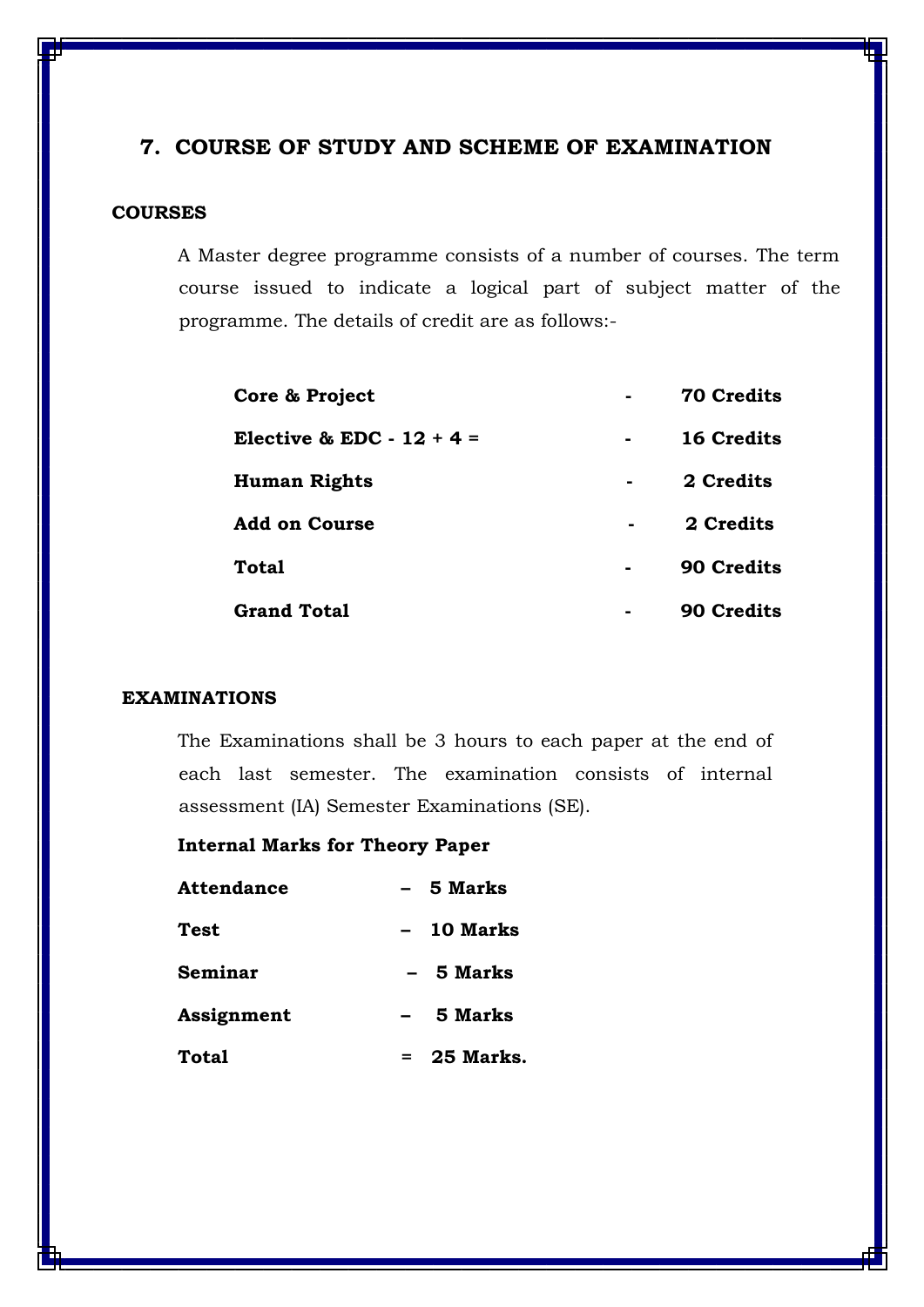## 7. COURSE OF STUDY AND SCHEME OF EXAMINATION

### COURSES

A Master degree programme consists of a number of courses. The term course issued to indicate a logical part of subject matter of the programme. The details of credit are as follows:-

| | | |
|---|---|---|
| **Core & Project** | **-** | **70 Credits** |
| **Elective & EDC - 12 + 4 =** | **-** | **16 Credits** |
| **Human Rights** | **-** | **2 Credits** |
| **Add on Course** | **-** | **2 Credits** |
| **Total** | **-** | **90 Credits** |
| **Grand Total** | **-** | **90 Credits** |

### EXAMINATIONS

The Examinations shall be 3 hours to each paper at the end of each last semester. The examination consists of internal assessment (IA) Semester Examinations (SE).

**Internal Marks for Theory Paper**

| | | |
|---|---|---|
| **Attendance** | **–** | **5 Marks** |
| **Test** | **–** | **10 Marks** |
| **Seminar** | **–** | **5 Marks** |
| **Assignment** | **–** | **5 Marks** |
| **Total** | **=** | **25 Marks.** |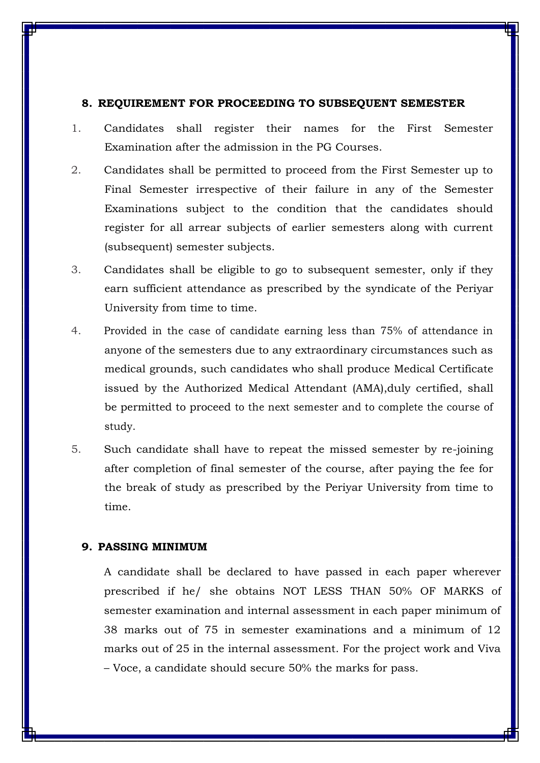## 8. REQUIREMENT FOR PROCEEDING TO SUBSEQUENT SEMESTER

1. Candidates shall register their names for the First Semester Examination after the admission in the PG Courses.
2. Candidates shall be permitted to proceed from the First Semester up to Final Semester irrespective of their failure in any of the Semester Examinations subject to the condition that the candidates should register for all arrear subjects of earlier semesters along with current (subsequent) semester subjects.
3. Candidates shall be eligible to go to subsequent semester, only if they earn sufficient attendance as prescribed by the syndicate of the Periyar University from time to time.
4. Provided in the case of candidate earning less than 75% of attendance in anyone of the semesters due to any extraordinary circumstances such as medical grounds, such candidates who shall produce Medical Certificate issued by the Authorized Medical Attendant (AMA),duly certified, shall be permitted to proceed to the next semester and to complete the course of study.
5. Such candidate shall have to repeat the missed semester by re-joining after completion of final semester of the course, after paying the fee for the break of study as prescribed by the Periyar University from time to time.

## 9. PASSING MINIMUM

A candidate shall be declared to have passed in each paper wherever prescribed if he/ she obtains NOT LESS THAN 50% OF MARKS of semester examination and internal assessment in each paper minimum of 38 marks out of 75 in semester examinations and a minimum of 12 marks out of 25 in the internal assessment. For the project work and Viva – Voce, a candidate should secure 50% the marks for pass.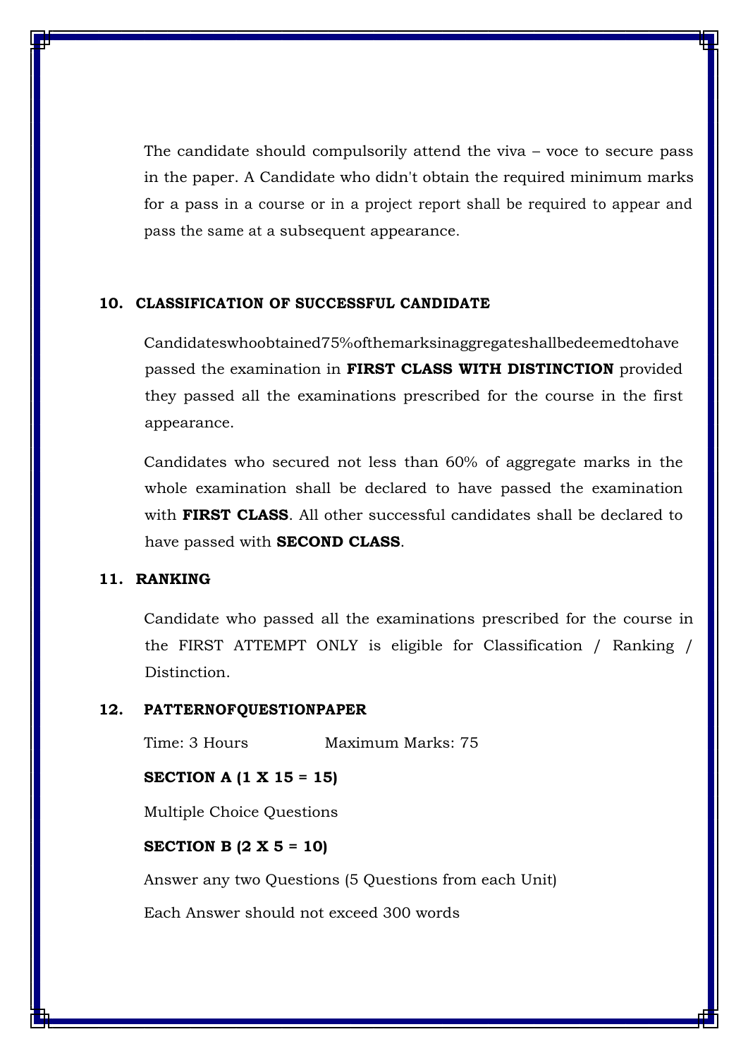The candidate should compulsorily attend the viva – voce to secure pass in the paper. A Candidate who didn't obtain the required minimum marks for a pass in a course or in a project report shall be required to appear and pass the same at a subsequent appearance.

## 10. CLASSIFICATION OF SUCCESSFUL CANDIDATE

Candidateswhoobtained75%ofthemarksinaggregateshallbedeemedtohave passed the examination in **FIRST CLASS WITH DISTINCTION** provided they passed all the examinations prescribed for the course in the first appearance.

Candidates who secured not less than 60% of aggregate marks in the whole examination shall be declared to have passed the examination with **FIRST CLASS**. All other successful candidates shall be declared to have passed with **SECOND CLASS**.

## 11. RANKING

Candidate who passed all the examinations prescribed for the course in the FIRST ATTEMPT ONLY is eligible for Classification / Ranking / Distinction.

## 12. PATTERNOFQUESTIONPAPER

Time: 3 Hours Maximum Marks: 75

**SECTION A (1 X 15 = 15)**

Multiple Choice Questions

**SECTION B (2 X 5 = 10)**

Answer any two Questions (5 Questions from each Unit)

Each Answer should not exceed 300 words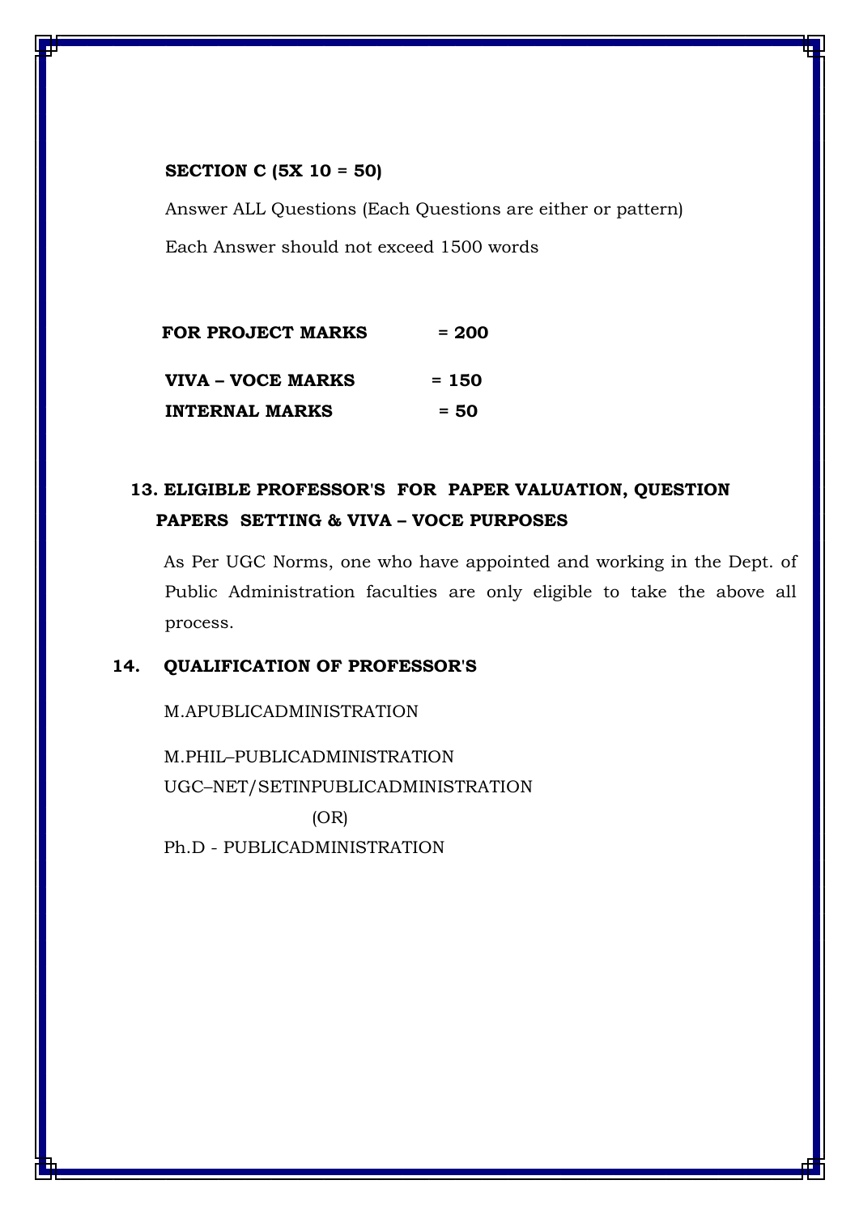**SECTION C (5X 10 = 50)**

Answer ALL Questions (Each Questions are either or pattern)

Each Answer should not exceed 1500 words

| | |
|---|---|
| **FOR PROJECT MARKS** | **= 200** |
| **VIVA – VOCE MARKS** | **= 150** |
| **INTERNAL MARKS** | **= 50** |

## 13. ELIGIBLE PROFESSOR'S FOR PAPER VALUATION, QUESTION PAPERS SETTING & VIVA – VOCE PURPOSES

As Per UGC Norms, one who have appointed and working in the Dept. of Public Administration faculties are only eligible to take the above all process.

## 14. QUALIFICATION OF PROFESSOR'S

M.APUBLICADMINISTRATION

M.PHIL–PUBLICADMINISTRATION

UGC–NET/SETINPUBLICADMINISTRATION

(OR)

Ph.D - PUBLICADMINISTRATION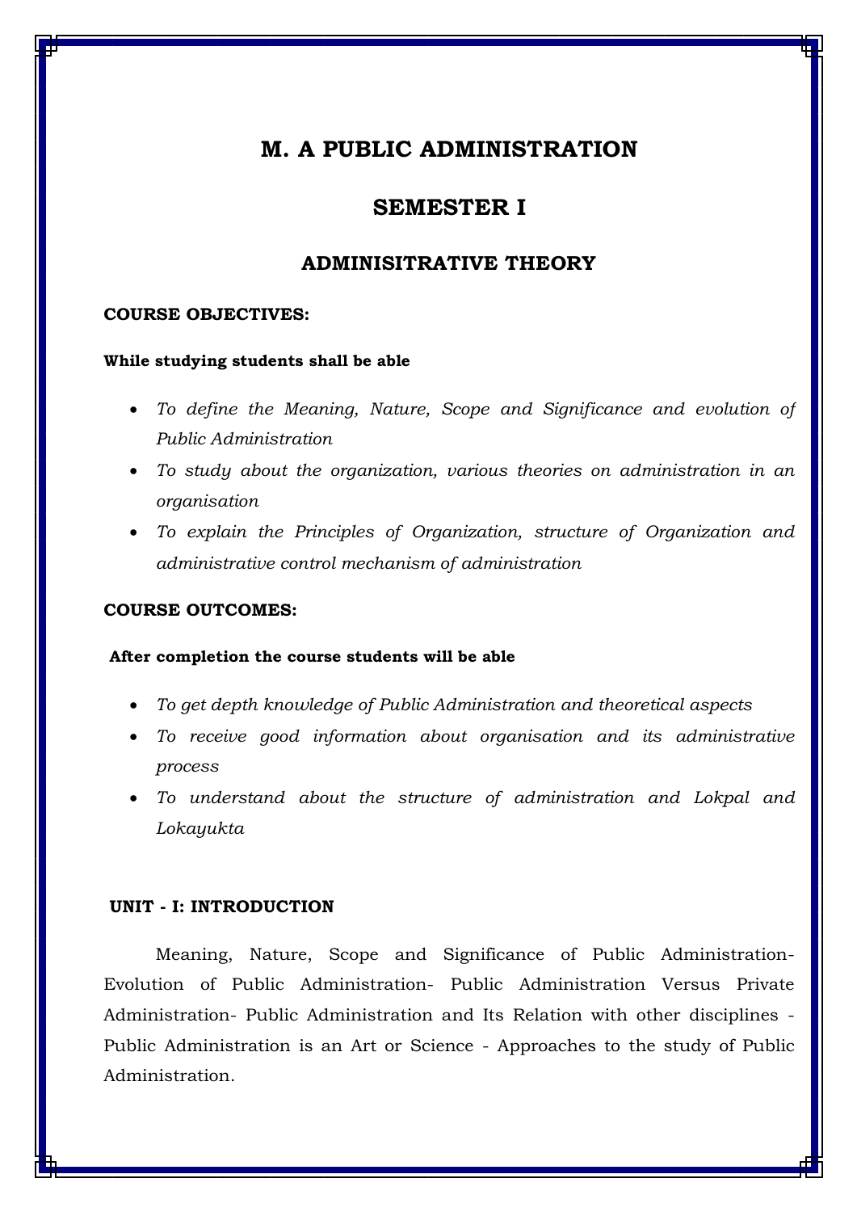# M. A PUBLIC ADMINISTRATION

## SEMESTER I

### ADMINISITRATIVE THEORY

**COURSE OBJECTIVES:**

**While studying students shall be able**

- *To define the Meaning, Nature, Scope and Significance and evolution of Public Administration*
- *To study about the organization, various theories on administration in an organisation*
- *To explain the Principles of Organization, structure of Organization and administrative control mechanism of administration*

**COURSE OUTCOMES:**

**After completion the course students will be able**

- *To get depth knowledge of Public Administration and theoretical aspects*
- *To receive good information about organisation and its administrative process*
- *To understand about the structure of administration and Lokpal and Lokayukta*

**UNIT - I: INTRODUCTION**

Meaning, Nature, Scope and Significance of Public Administration- Evolution of Public Administration- Public Administration Versus Private Administration- Public Administration and Its Relation with other disciplines - Public Administration is an Art or Science - Approaches to the study of Public Administration.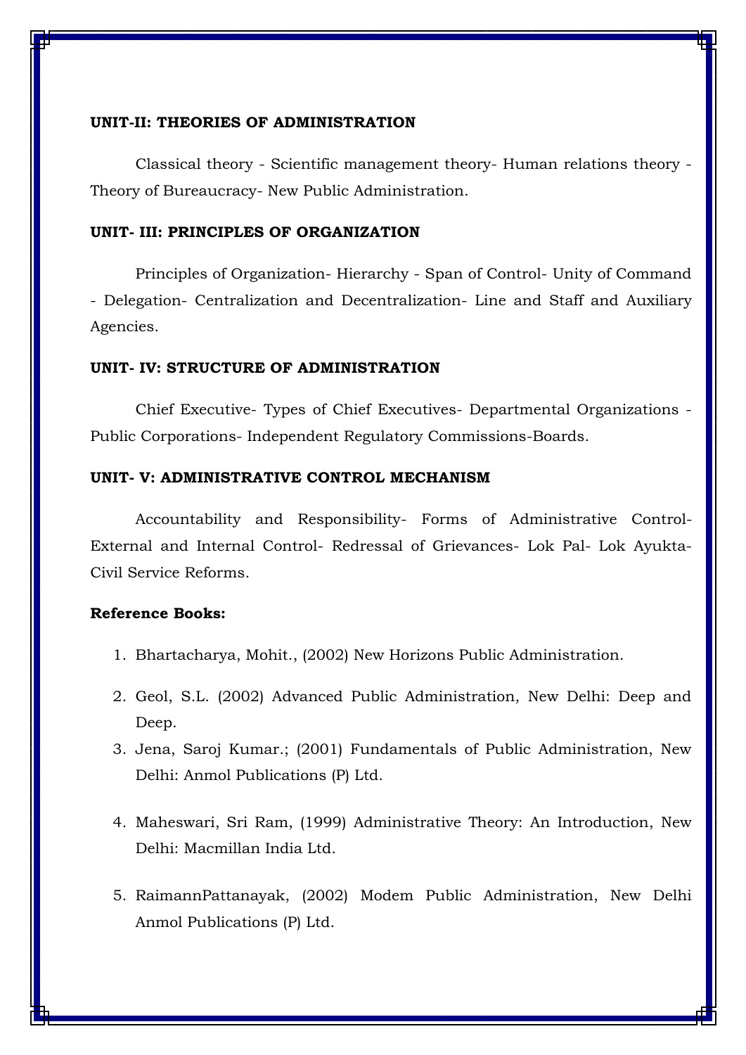**UNIT-II: THEORIES OF ADMINISTRATION**

Classical theory - Scientific management theory- Human relations theory - Theory of Bureaucracy- New Public Administration.

**UNIT- III: PRINCIPLES OF ORGANIZATION**

Principles of Organization- Hierarchy - Span of Control- Unity of Command - Delegation- Centralization and Decentralization- Line and Staff and Auxiliary Agencies.

**UNIT- IV: STRUCTURE OF ADMINISTRATION**

Chief Executive- Types of Chief Executives- Departmental Organizations - Public Corporations- Independent Regulatory Commissions-Boards.

**UNIT- V: ADMINISTRATIVE CONTROL MECHANISM**

Accountability and Responsibility- Forms of Administrative Control- External and Internal Control- Redressal of Grievances- Lok Pal- Lok Ayukta- Civil Service Reforms.

**Reference Books:**

1. Bhartacharya, Mohit., (2002) New Horizons Public Administration.
2. Geol, S.L. (2002) Advanced Public Administration, New Delhi: Deep and Deep.
3. Jena, Saroj Kumar.; (2001) Fundamentals of Public Administration, New Delhi: Anmol Publications (P) Ltd.
4. Maheswari, Sri Ram, (1999) Administrative Theory: An Introduction, New Delhi: Macmillan India Ltd.
5. RaimannPattanayak, (2002) Modem Public Administration, New Delhi Anmol Publications (P) Ltd.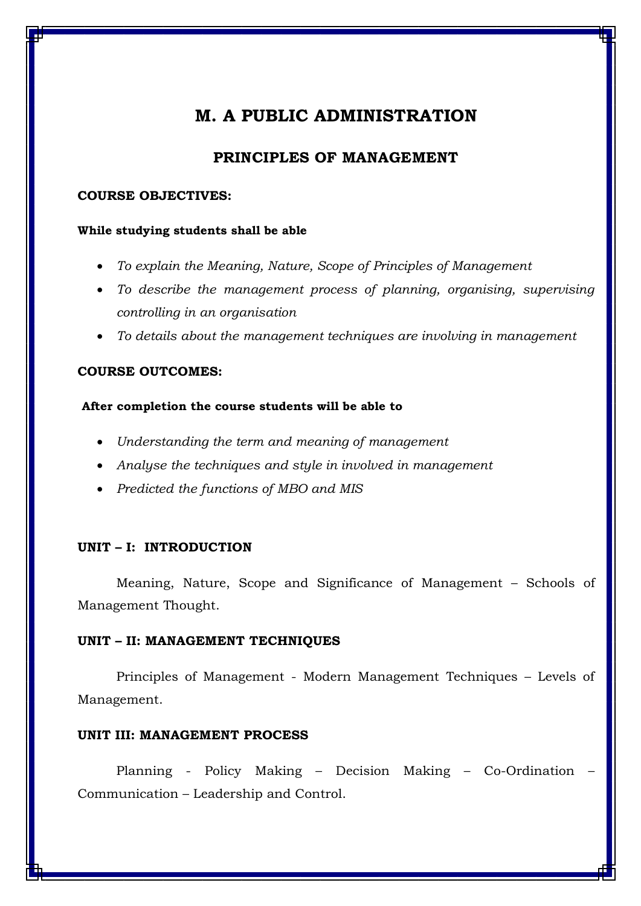# M. A PUBLIC ADMINISTRATION

## PRINCIPLES OF MANAGEMENT

**COURSE OBJECTIVES:**

**While studying students shall be able**

- *To explain the Meaning, Nature, Scope of Principles of Management*
- *To describe the management process of planning, organising, supervising controlling in an organisation*
- *To details about the management techniques are involving in management*

**COURSE OUTCOMES:**

**After completion the course students will be able to**

- *Understanding the term and meaning of management*
- *Analyse the techniques and style in involved in management*
- *Predicted the functions of MBO and MIS*

**UNIT – I: INTRODUCTION**

Meaning, Nature, Scope and Significance of Management – Schools of Management Thought.

**UNIT – II: MANAGEMENT TECHNIQUES**

Principles of Management - Modern Management Techniques – Levels of Management.

**UNIT III: MANAGEMENT PROCESS**

Planning - Policy Making – Decision Making – Co-Ordination – Communication – Leadership and Control.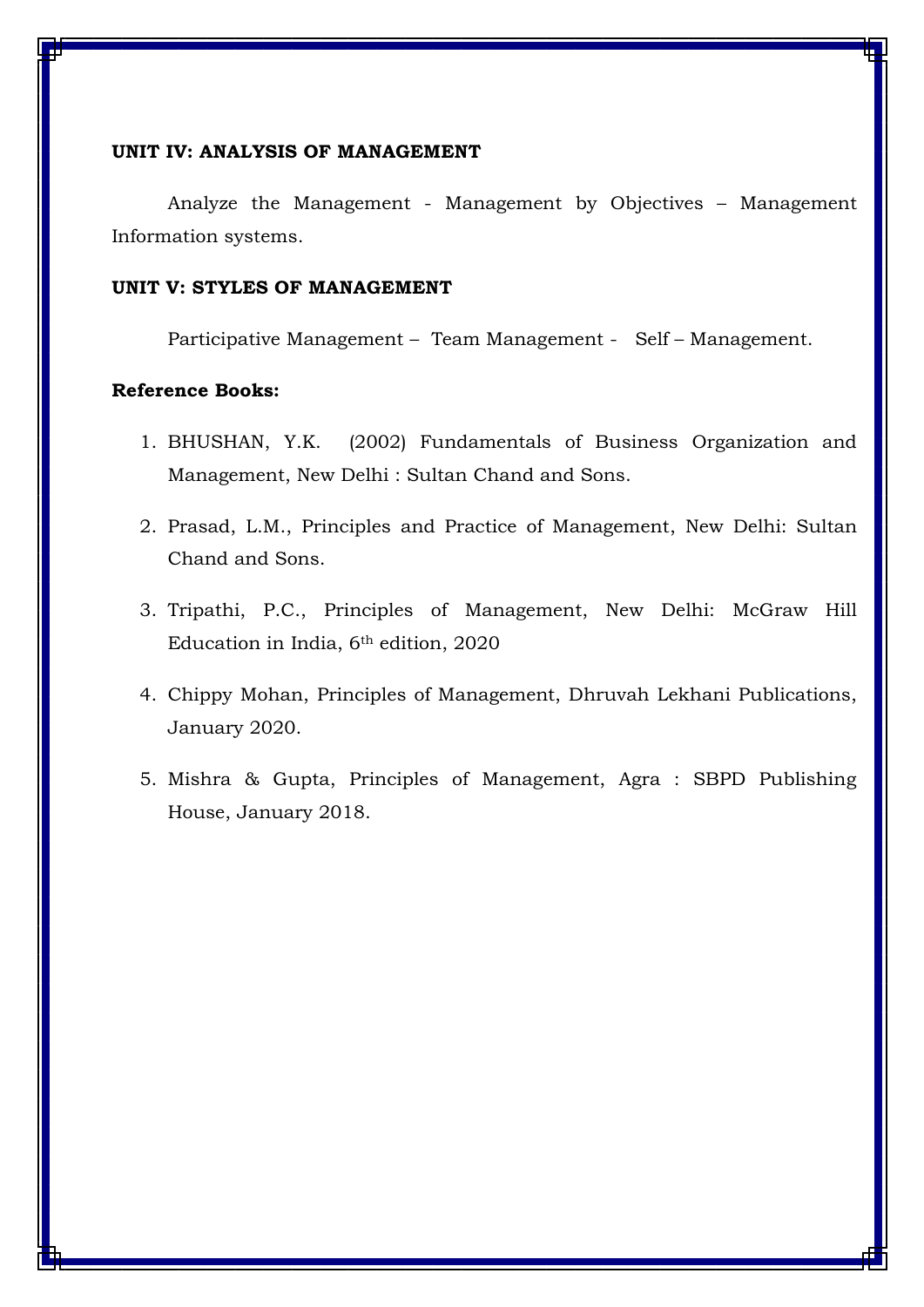**UNIT IV: ANALYSIS OF MANAGEMENT**

Analyze the Management - Management by Objectives – Management Information systems.

**UNIT V: STYLES OF MANAGEMENT**

Participative Management – Team Management - Self – Management.

**Reference Books:**

1. BHUSHAN, Y.K. (2002) Fundamentals of Business Organization and Management, New Delhi : Sultan Chand and Sons.
2. Prasad, L.M., Principles and Practice of Management, New Delhi: Sultan Chand and Sons.
3. Tripathi, P.C., Principles of Management, New Delhi: McGraw Hill Education in India, 6th edition, 2020
4. Chippy Mohan, Principles of Management, Dhruvah Lekhani Publications, January 2020.
5. Mishra & Gupta, Principles of Management, Agra : SBPD Publishing House, January 2018.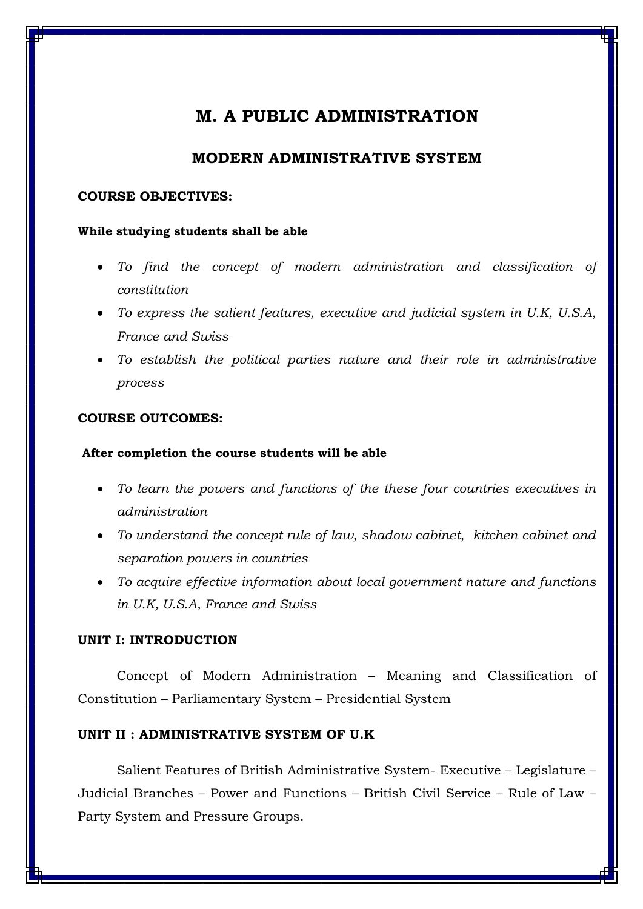# M. A PUBLIC ADMINISTRATION

## MODERN ADMINISTRATIVE SYSTEM

**COURSE OBJECTIVES:**

**While studying students shall be able**

- *To find the concept of modern administration and classification of constitution*
- *To express the salient features, executive and judicial system in U.K, U.S.A, France and Swiss*
- *To establish the political parties nature and their role in administrative process*

**COURSE OUTCOMES:**

**After completion the course students will be able**

- *To learn the powers and functions of the these four countries executives in administration*
- *To understand the concept rule of law, shadow cabinet, kitchen cabinet and separation powers in countries*
- *To acquire effective information about local government nature and functions in U.K, U.S.A, France and Swiss*

**UNIT I: INTRODUCTION**

Concept of Modern Administration – Meaning and Classification of Constitution – Parliamentary System – Presidential System

**UNIT II : ADMINISTRATIVE SYSTEM OF U.K**

Salient Features of British Administrative System- Executive – Legislature – Judicial Branches – Power and Functions – British Civil Service – Rule of Law – Party System and Pressure Groups.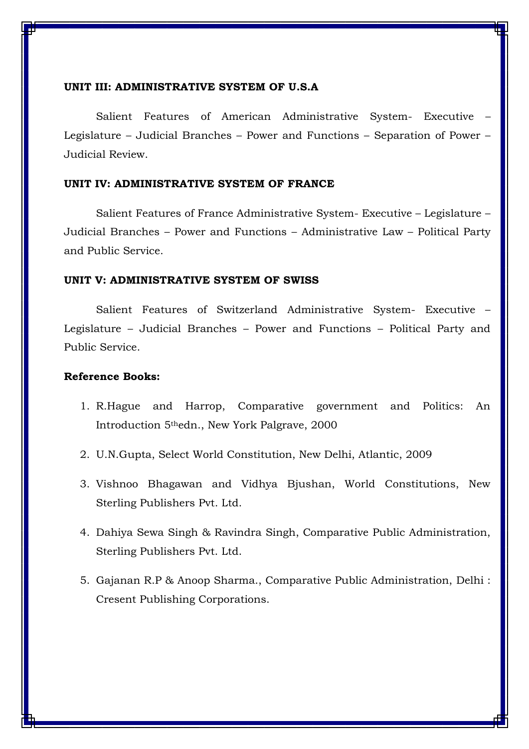**UNIT III: ADMINISTRATIVE SYSTEM OF U.S.A**

Salient Features of American Administrative System- Executive – Legislature – Judicial Branches – Power and Functions – Separation of Power – Judicial Review.

**UNIT IV: ADMINISTRATIVE SYSTEM OF FRANCE**

Salient Features of France Administrative System- Executive – Legislature – Judicial Branches – Power and Functions – Administrative Law – Political Party and Public Service.

**UNIT V: ADMINISTRATIVE SYSTEM OF SWISS**

Salient Features of Switzerland Administrative System- Executive – Legislature – Judicial Branches – Power and Functions – Political Party and Public Service.

**Reference Books:**

1. R.Hague and Harrop, Comparative government and Politics: An Introduction 5th edn., New York Palgrave, 2000
2. U.N.Gupta, Select World Constitution, New Delhi, Atlantic, 2009
3. Vishnoo Bhagawan and Vidhya Bjushan, World Constitutions, New Sterling Publishers Pvt. Ltd.
4. Dahiya Sewa Singh & Ravindra Singh, Comparative Public Administration, Sterling Publishers Pvt. Ltd.
5. Gajanan R.P & Anoop Sharma., Comparative Public Administration, Delhi : Cresent Publishing Corporations.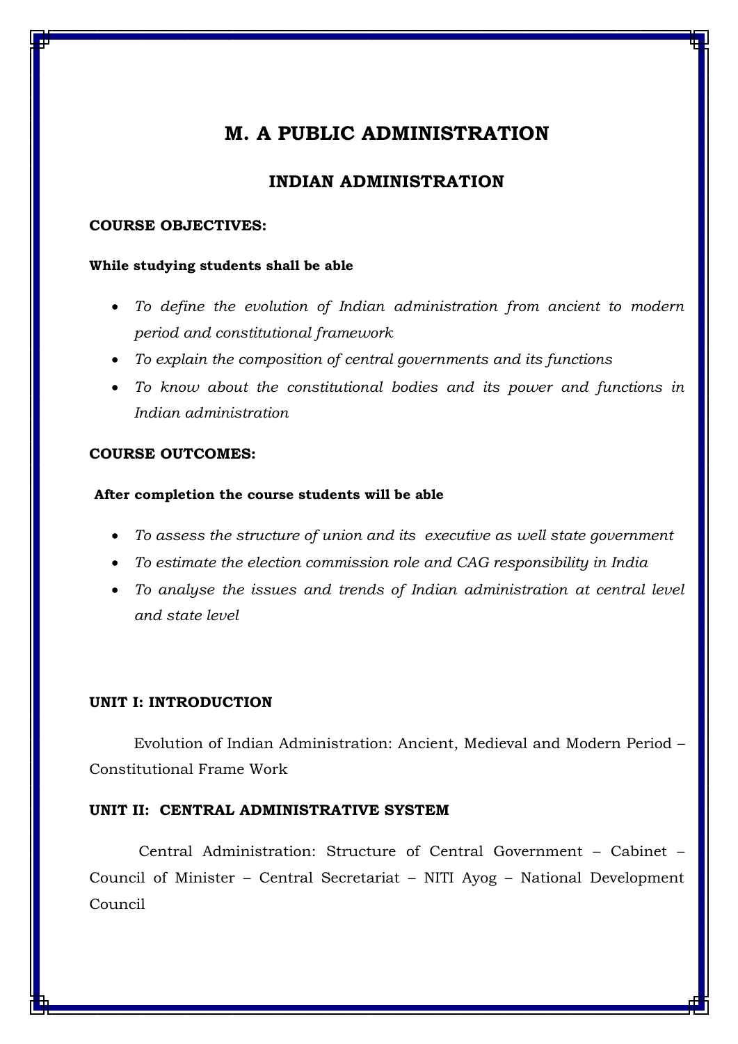# M. A PUBLIC ADMINISTRATION

## INDIAN ADMINISTRATION

**COURSE OBJECTIVES:**

**While studying students shall be able**

- *To define the evolution of Indian administration from ancient to modern period and constitutional framework*
- *To explain the composition of central governments and its functions*
- *To know about the constitutional bodies and its power and functions in Indian administration*

**COURSE OUTCOMES:**

**After completion the course students will be able**

- *To assess the structure of union and its executive as well state government*
- *To estimate the election commission role and CAG responsibility in India*
- *To analyse the issues and trends of Indian administration at central level and state level*

**UNIT I: INTRODUCTION**

Evolution of Indian Administration: Ancient, Medieval and Modern Period – Constitutional Frame Work

**UNIT II: CENTRAL ADMINISTRATIVE SYSTEM**

Central Administration: Structure of Central Government – Cabinet – Council of Minister – Central Secretariat – NITI Ayog – National Development Council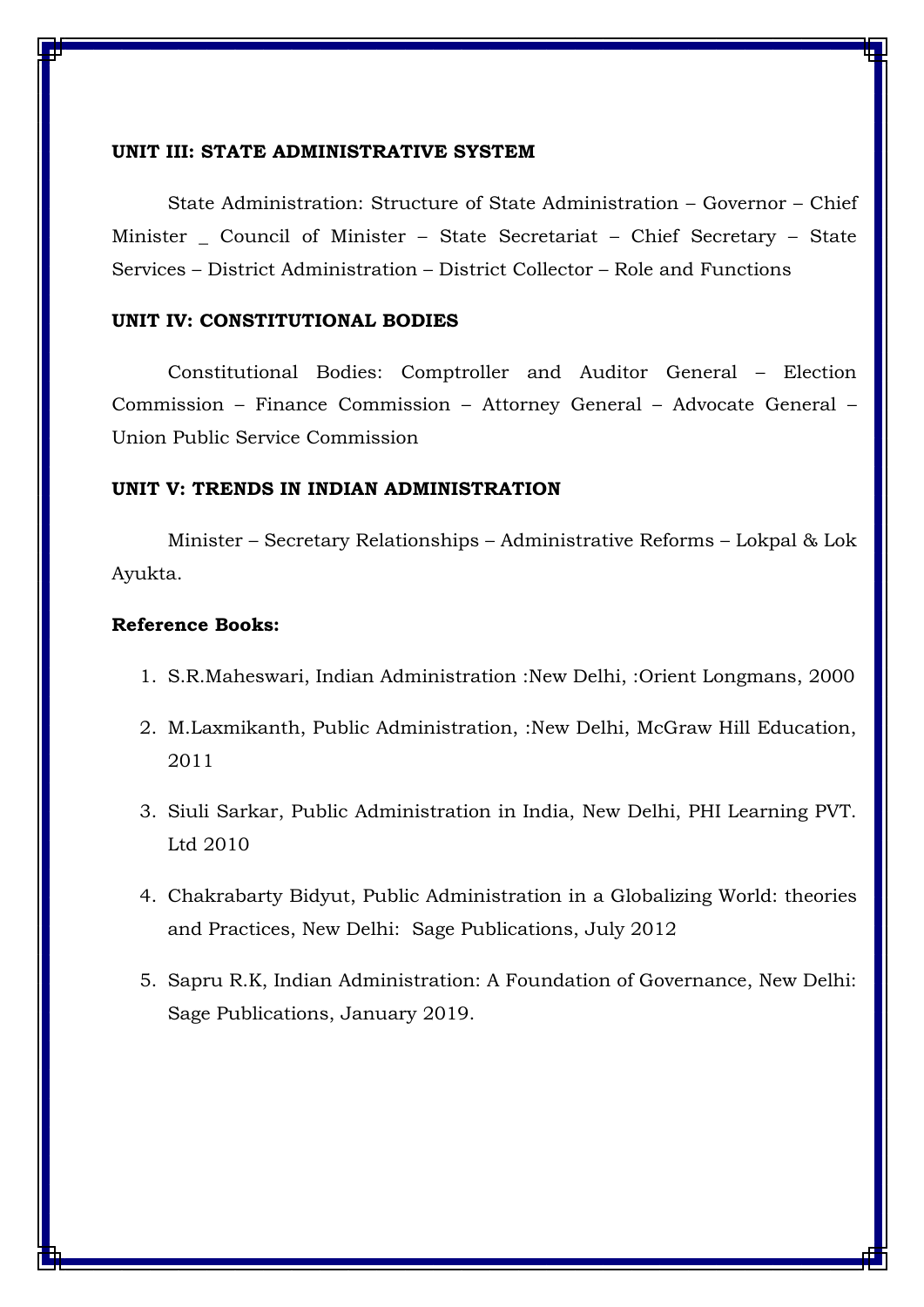**UNIT III: STATE ADMINISTRATIVE SYSTEM**

State Administration: Structure of State Administration – Governor – Chief Minister _ Council of Minister – State Secretariat – Chief Secretary – State Services – District Administration – District Collector – Role and Functions

**UNIT IV: CONSTITUTIONAL BODIES**

Constitutional Bodies: Comptroller and Auditor General – Election Commission – Finance Commission – Attorney General – Advocate General – Union Public Service Commission

**UNIT V: TRENDS IN INDIAN ADMINISTRATION**

Minister – Secretary Relationships – Administrative Reforms – Lokpal & Lok Ayukta.

**Reference Books:**

1. S.R.Maheswari, Indian Administration :New Delhi, :Orient Longmans, 2000
2. M.Laxmikanth, Public Administration, :New Delhi, McGraw Hill Education, 2011
3. Siuli Sarkar, Public Administration in India, New Delhi, PHI Learning PVT. Ltd 2010
4. Chakrabarty Bidyut, Public Administration in a Globalizing World: theories and Practices, New Delhi: Sage Publications, July 2012
5. Sapru R.K, Indian Administration: A Foundation of Governance, New Delhi: Sage Publications, January 2019.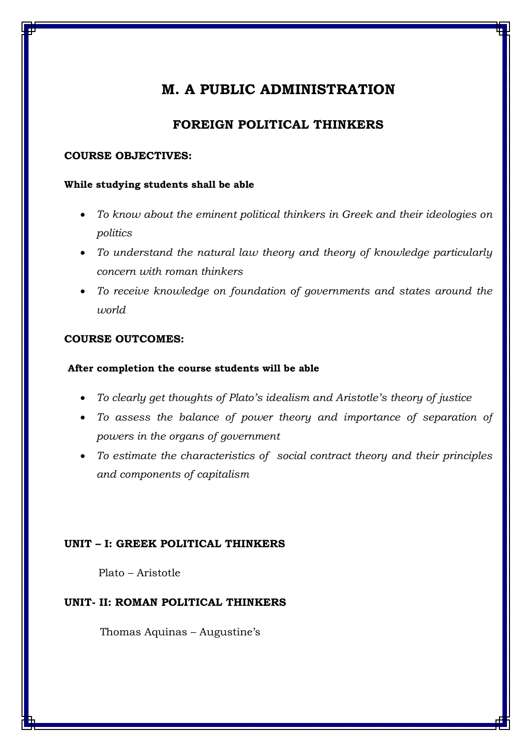# M. A PUBLIC ADMINISTRATION

## FOREIGN POLITICAL THINKERS

**COURSE OBJECTIVES:**

**While studying students shall be able**

- *To know about the eminent political thinkers in Greek and their ideologies on politics*
- *To understand the natural law theory and theory of knowledge particularly concern with roman thinkers*
- *To receive knowledge on foundation of governments and states around the world*

**COURSE OUTCOMES:**

**After completion the course students will be able**

- *To clearly get thoughts of Plato's idealism and Aristotle's theory of justice*
- *To assess the balance of power theory and importance of separation of powers in the organs of government*
- *To estimate the characteristics of social contract theory and their principles and components of capitalism*

**UNIT – I: GREEK POLITICAL THINKERS**

Plato – Aristotle

**UNIT- II: ROMAN POLITICAL THINKERS**

Thomas Aquinas – Augustine's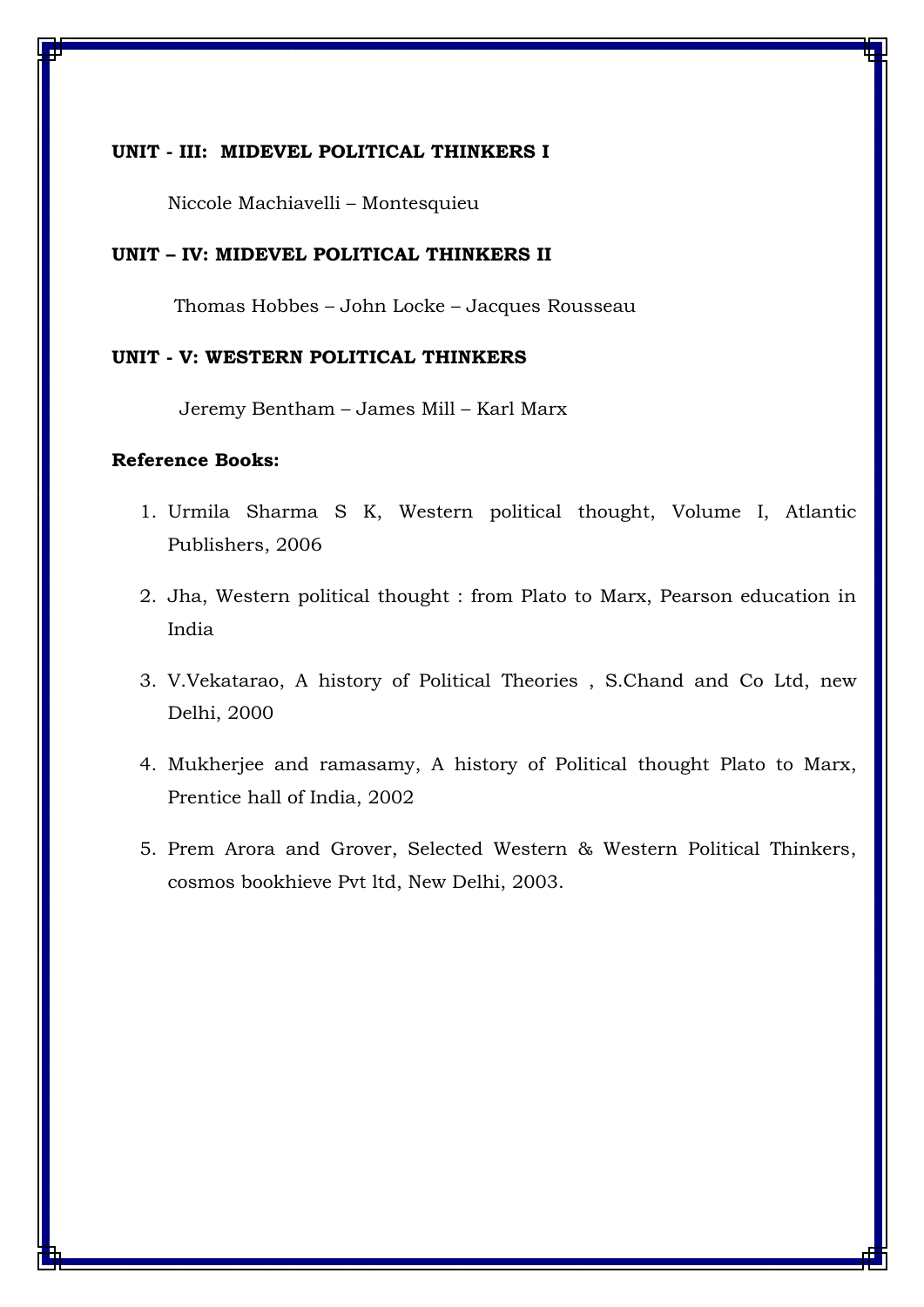**UNIT - III: MIDEVEL POLITICAL THINKERS I**

Niccole Machiavelli – Montesquieu

**UNIT – IV: MIDEVEL POLITICAL THINKERS II**

Thomas Hobbes – John Locke – Jacques Rousseau

**UNIT - V: WESTERN POLITICAL THINKERS**

Jeremy Bentham – James Mill – Karl Marx

**Reference Books:**

1. Urmila Sharma S K, Western political thought, Volume I, Atlantic Publishers, 2006
2. Jha, Western political thought : from Plato to Marx, Pearson education in India
3. V.Vekatarao, A history of Political Theories , S.Chand and Co Ltd, new Delhi, 2000
4. Mukherjee and ramasamy, A history of Political thought Plato to Marx, Prentice hall of India, 2002
5. Prem Arora and Grover, Selected Western & Western Political Thinkers, cosmos bookhieve Pvt ltd, New Delhi, 2003.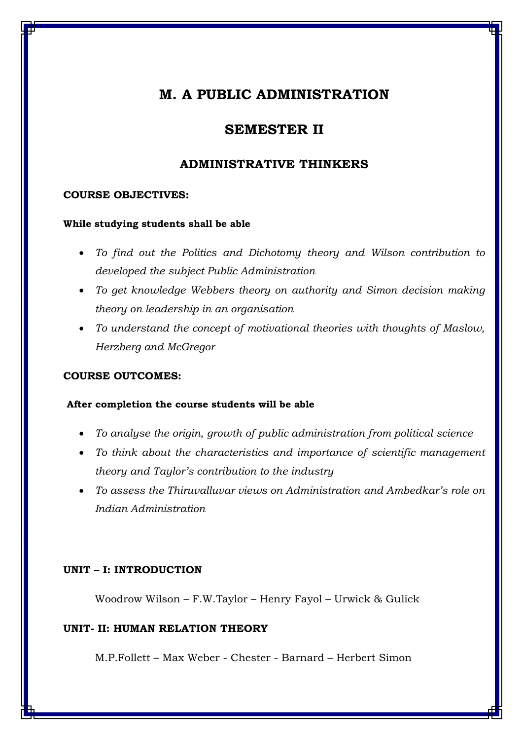# M. A PUBLIC ADMINISTRATION

## SEMESTER II

### ADMINISTRATIVE THINKERS

**COURSE OBJECTIVES:**

**While studying students shall be able**

- *To find out the Politics and Dichotomy theory and Wilson contribution to developed the subject Public Administration*
- *To get knowledge Webbers theory on authority and Simon decision making theory on leadership in an organisation*
- *To understand the concept of motivational theories with thoughts of Maslow, Herzberg and McGregor*

**COURSE OUTCOMES:**

**After completion the course students will be able**

- *To analyse the origin, growth of public administration from political science*
- *To think about the characteristics and importance of scientific management theory and Taylor's contribution to the industry*
- *To assess the Thiruvalluvar views on Administration and Ambedkar's role on Indian Administration*

**UNIT – I: INTRODUCTION**

Woodrow Wilson – F.W.Taylor – Henry Fayol – Urwick & Gulick

**UNIT- II: HUMAN RELATION THEORY**

M.P.Follett – Max Weber - Chester - Barnard – Herbert Simon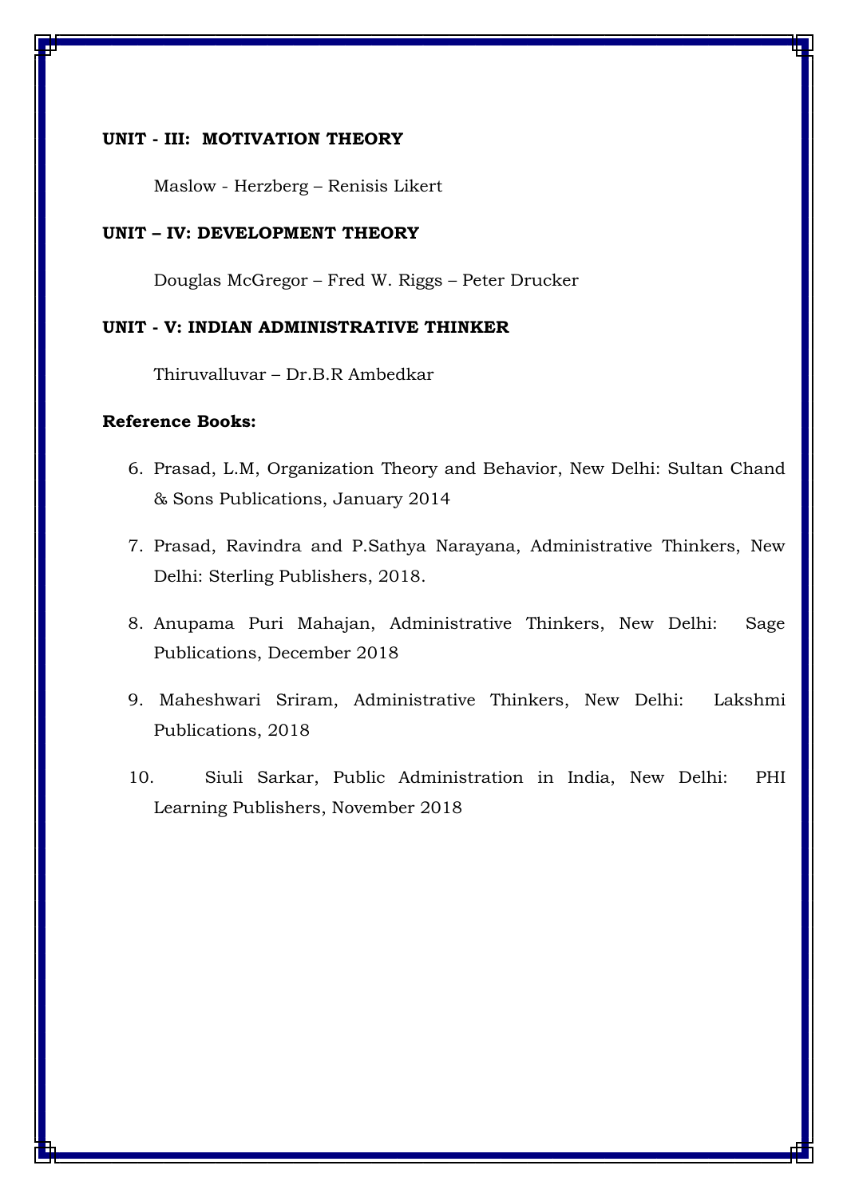**UNIT - III: MOTIVATION THEORY**

Maslow - Herzberg – Renisis Likert

**UNIT – IV: DEVELOPMENT THEORY**

Douglas McGregor – Fred W. Riggs – Peter Drucker

**UNIT - V: INDIAN ADMINISTRATIVE THINKER**

Thiruvalluvar – Dr.B.R Ambedkar

**Reference Books:**

6. Prasad, L.M, Organization Theory and Behavior, New Delhi: Sultan Chand & Sons Publications, January 2014
7. Prasad, Ravindra and P.Sathya Narayana, Administrative Thinkers, New Delhi: Sterling Publishers, 2018.
8. Anupama Puri Mahajan, Administrative Thinkers, New Delhi: Sage Publications, December 2018
9. Maheshwari Sriram, Administrative Thinkers, New Delhi: Lakshmi Publications, 2018
10. Siuli Sarkar, Public Administration in India, New Delhi: PHI Learning Publishers, November 2018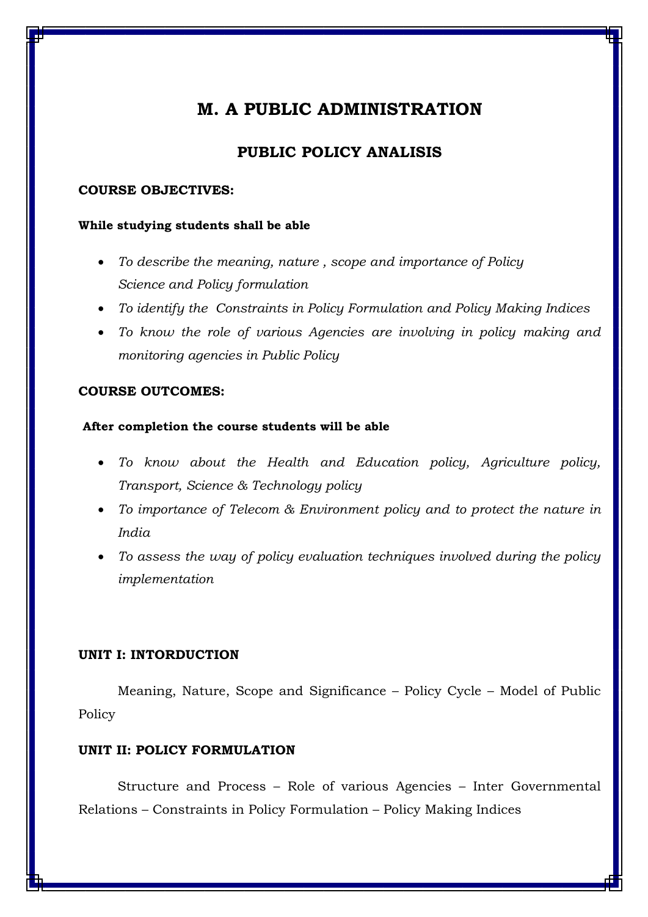# M. A PUBLIC ADMINISTRATION

## PUBLIC POLICY ANALISIS

**COURSE OBJECTIVES:**

**While studying students shall be able**

- *To describe the meaning, nature , scope and importance of Policy Science and Policy formulation*
- *To identify the Constraints in Policy Formulation and Policy Making Indices*
- *To know the role of various Agencies are involving in policy making and monitoring agencies in Public Policy*

**COURSE OUTCOMES:**

**After completion the course students will be able**

- *To know about the Health and Education policy, Agriculture policy, Transport, Science & Technology policy*
- *To importance of Telecom & Environment policy and to protect the nature in India*
- *To assess the way of policy evaluation techniques involved during the policy implementation*

**UNIT I: INTORDUCTION**

Meaning, Nature, Scope and Significance – Policy Cycle – Model of Public Policy

**UNIT II: POLICY FORMULATION**

Structure and Process – Role of various Agencies – Inter Governmental Relations – Constraints in Policy Formulation – Policy Making Indices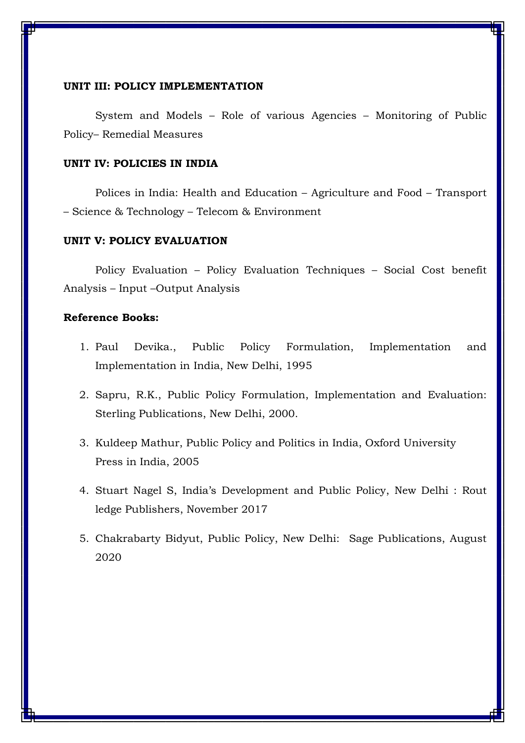**UNIT III: POLICY IMPLEMENTATION**

System and Models – Role of various Agencies – Monitoring of Public Policy– Remedial Measures

**UNIT IV: POLICIES IN INDIA**

Polices in India: Health and Education – Agriculture and Food – Transport – Science & Technology – Telecom & Environment

**UNIT V: POLICY EVALUATION**

Policy Evaluation – Policy Evaluation Techniques – Social Cost benefit Analysis – Input –Output Analysis

**Reference Books:**

1. Paul Devika., Public Policy Formulation, Implementation and Implementation in India, New Delhi, 1995
2. Sapru, R.K., Public Policy Formulation, Implementation and Evaluation: Sterling Publications, New Delhi, 2000.
3. Kuldeep Mathur, Public Policy and Politics in India, Oxford University Press in India, 2005
4. Stuart Nagel S, India's Development and Public Policy, New Delhi : Rout ledge Publishers, November 2017
5. Chakrabarty Bidyut, Public Policy, New Delhi: Sage Publications, August 2020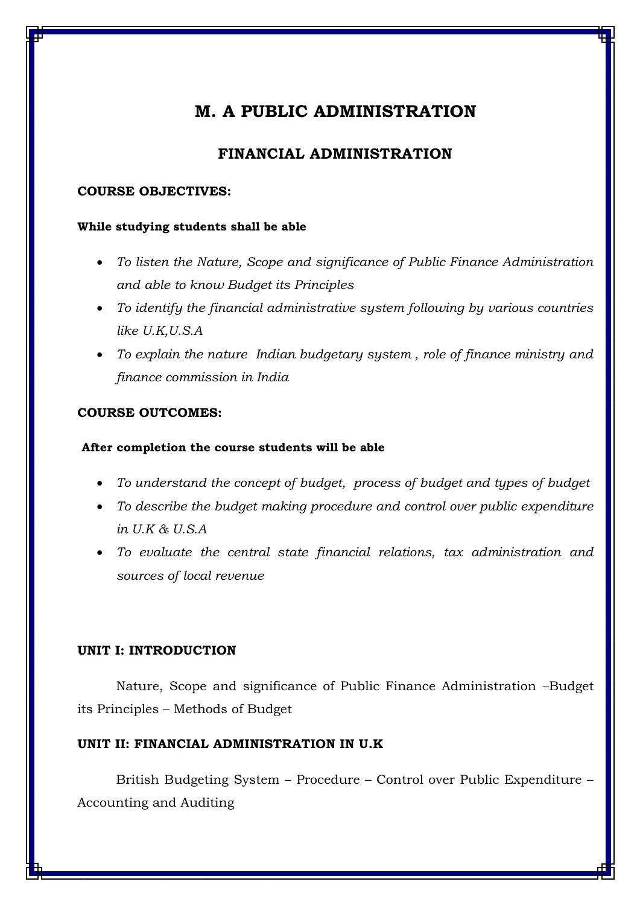# M. A PUBLIC ADMINISTRATION

## FINANCIAL ADMINISTRATION

**COURSE OBJECTIVES:**

**While studying students shall be able**

- *To listen the Nature, Scope and significance of Public Finance Administration and able to know Budget its Principles*
- *To identify the financial administrative system following by various countries like U.K,U.S.A*
- *To explain the nature Indian budgetary system , role of finance ministry and finance commission in India*

**COURSE OUTCOMES:**

**After completion the course students will be able**

- *To understand the concept of budget, process of budget and types of budget*
- *To describe the budget making procedure and control over public expenditure in U.K & U.S.A*
- *To evaluate the central state financial relations, tax administration and sources of local revenue*

**UNIT I: INTRODUCTION**

Nature, Scope and significance of Public Finance Administration –Budget its Principles – Methods of Budget

**UNIT II: FINANCIAL ADMINISTRATION IN U.K**

British Budgeting System – Procedure – Control over Public Expenditure – Accounting and Auditing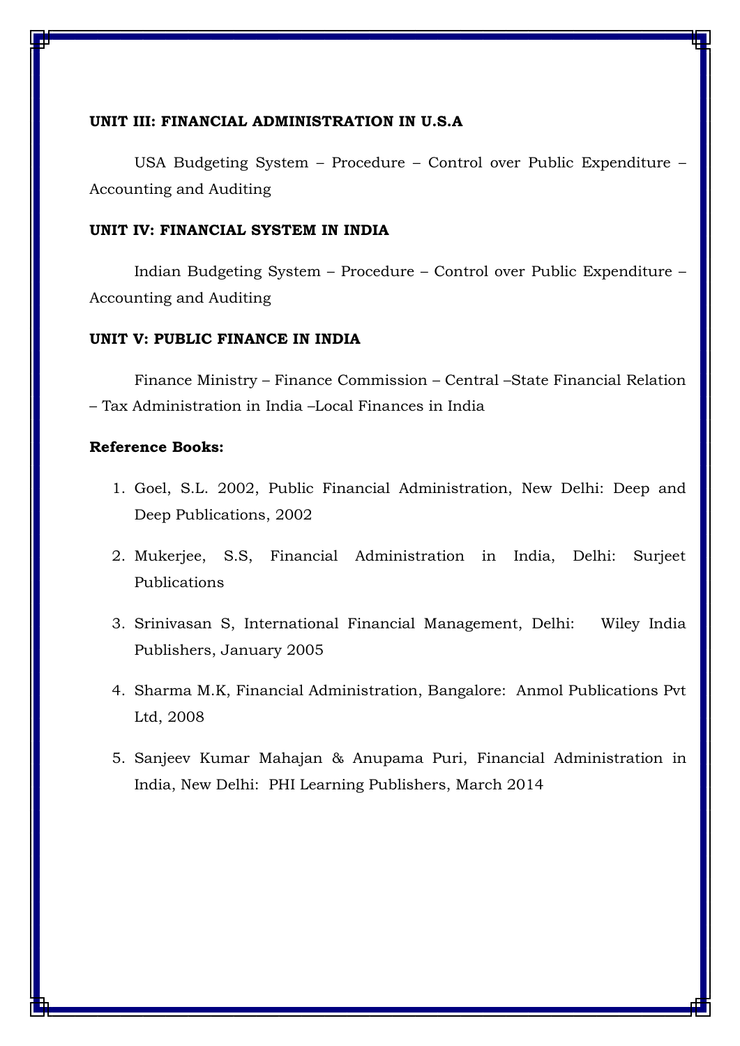**UNIT III: FINANCIAL ADMINISTRATION IN U.S.A**

USA Budgeting System – Procedure – Control over Public Expenditure – Accounting and Auditing

**UNIT IV: FINANCIAL SYSTEM IN INDIA**

Indian Budgeting System – Procedure – Control over Public Expenditure – Accounting and Auditing

**UNIT V: PUBLIC FINANCE IN INDIA**

Finance Ministry – Finance Commission – Central –State Financial Relation – Tax Administration in India –Local Finances in India

**Reference Books:**

1. Goel, S.L. 2002, Public Financial Administration, New Delhi: Deep and Deep Publications, 2002
2. Mukerjee, S.S, Financial Administration in India, Delhi: Surjeet Publications
3. Srinivasan S, International Financial Management, Delhi: Wiley India Publishers, January 2005
4. Sharma M.K, Financial Administration, Bangalore: Anmol Publications Pvt Ltd, 2008
5. Sanjeev Kumar Mahajan & Anupama Puri, Financial Administration in India, New Delhi: PHI Learning Publishers, March 2014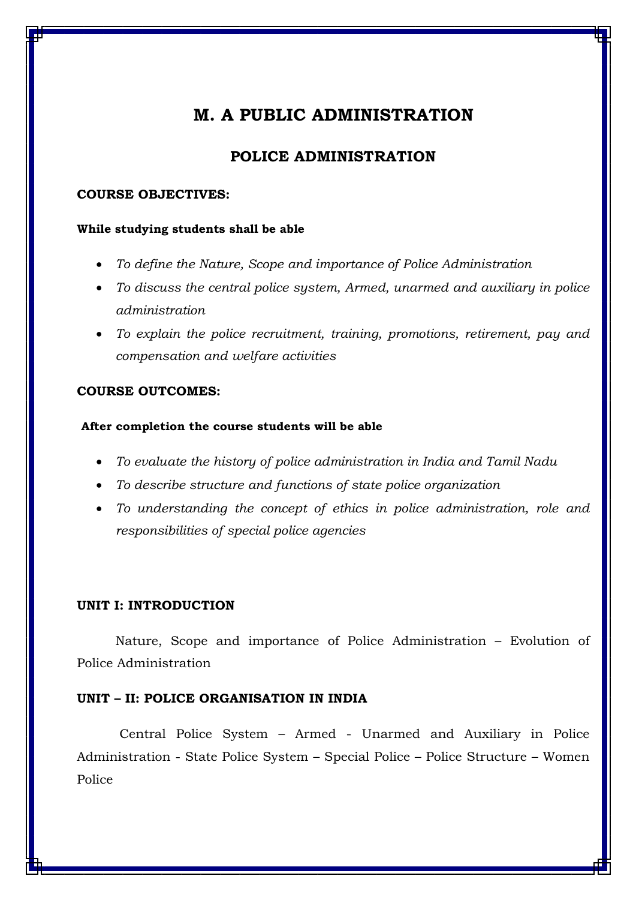# M. A PUBLIC ADMINISTRATION

## POLICE ADMINISTRATION

**COURSE OBJECTIVES:**

**While studying students shall be able**

- *To define the Nature, Scope and importance of Police Administration*
- *To discuss the central police system, Armed, unarmed and auxiliary in police administration*
- *To explain the police recruitment, training, promotions, retirement, pay and compensation and welfare activities*

**COURSE OUTCOMES:**

**After completion the course students will be able**

- *To evaluate the history of police administration in India and Tamil Nadu*
- *To describe structure and functions of state police organization*
- *To understanding the concept of ethics in police administration, role and responsibilities of special police agencies*

**UNIT I: INTRODUCTION**

Nature, Scope and importance of Police Administration – Evolution of Police Administration

**UNIT – II: POLICE ORGANISATION IN INDIA**

Central Police System – Armed - Unarmed and Auxiliary in Police Administration - State Police System – Special Police – Police Structure – Women Police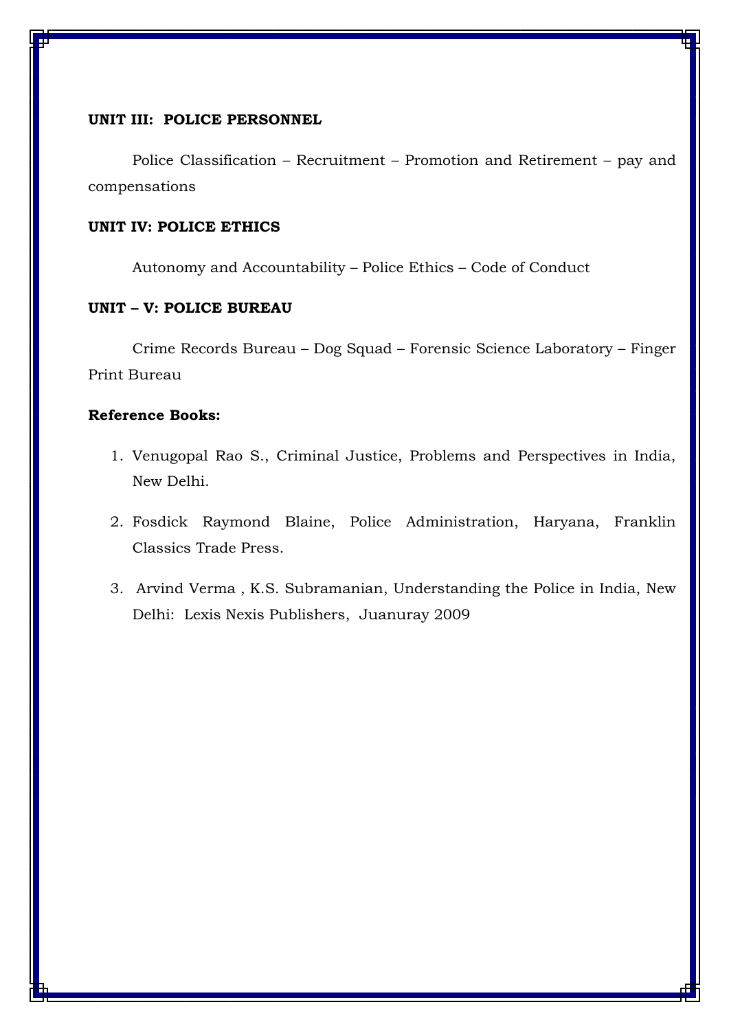**UNIT III: POLICE PERSONNEL**

Police Classification – Recruitment – Promotion and Retirement – pay and compensations

**UNIT IV: POLICE ETHICS**

Autonomy and Accountability – Police Ethics – Code of Conduct

**UNIT – V: POLICE BUREAU**

Crime Records Bureau – Dog Squad – Forensic Science Laboratory – Finger Print Bureau

**Reference Books:**

1. Venugopal Rao S., Criminal Justice, Problems and Perspectives in India, New Delhi.
2. Fosdick Raymond Blaine, Police Administration, Haryana, Franklin Classics Trade Press.
3. Arvind Verma , K.S. Subramanian, Understanding the Police in India, New Delhi: Lexis Nexis Publishers, Juanuray 2009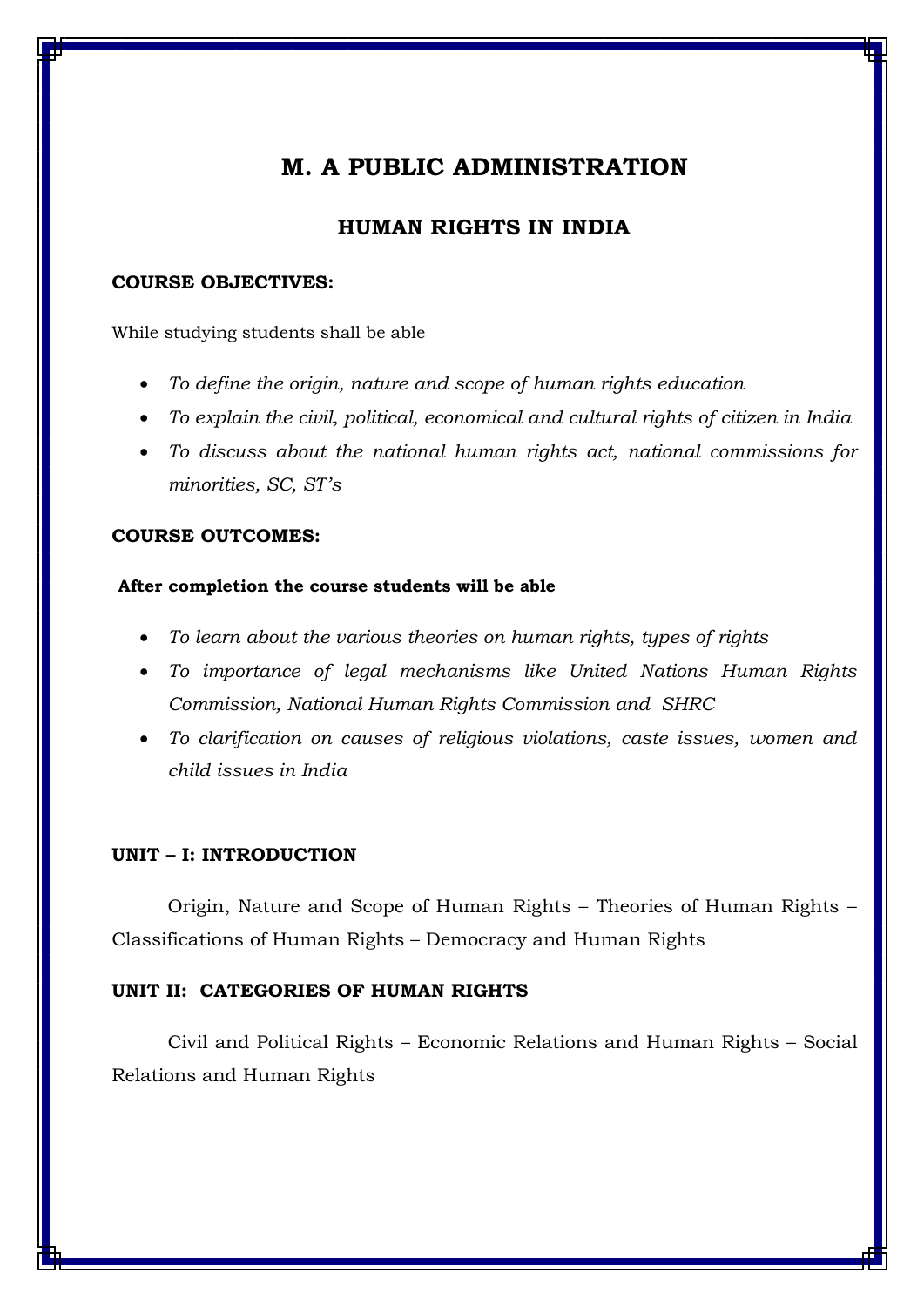# M. A PUBLIC ADMINISTRATION

## HUMAN RIGHTS IN INDIA

**COURSE OBJECTIVES:**

While studying students shall be able

- *To define the origin, nature and scope of human rights education*
- *To explain the civil, political, economical and cultural rights of citizen in India*
- *To discuss about the national human rights act, national commissions for minorities, SC, ST's*

**COURSE OUTCOMES:**

**After completion the course students will be able**

- *To learn about the various theories on human rights, types of rights*
- *To importance of legal mechanisms like United Nations Human Rights Commission, National Human Rights Commission and SHRC*
- *To clarification on causes of religious violations, caste issues, women and child issues in India*

**UNIT – I: INTRODUCTION**

Origin, Nature and Scope of Human Rights – Theories of Human Rights – Classifications of Human Rights – Democracy and Human Rights

**UNIT II: CATEGORIES OF HUMAN RIGHTS**

Civil and Political Rights – Economic Relations and Human Rights – Social Relations and Human Rights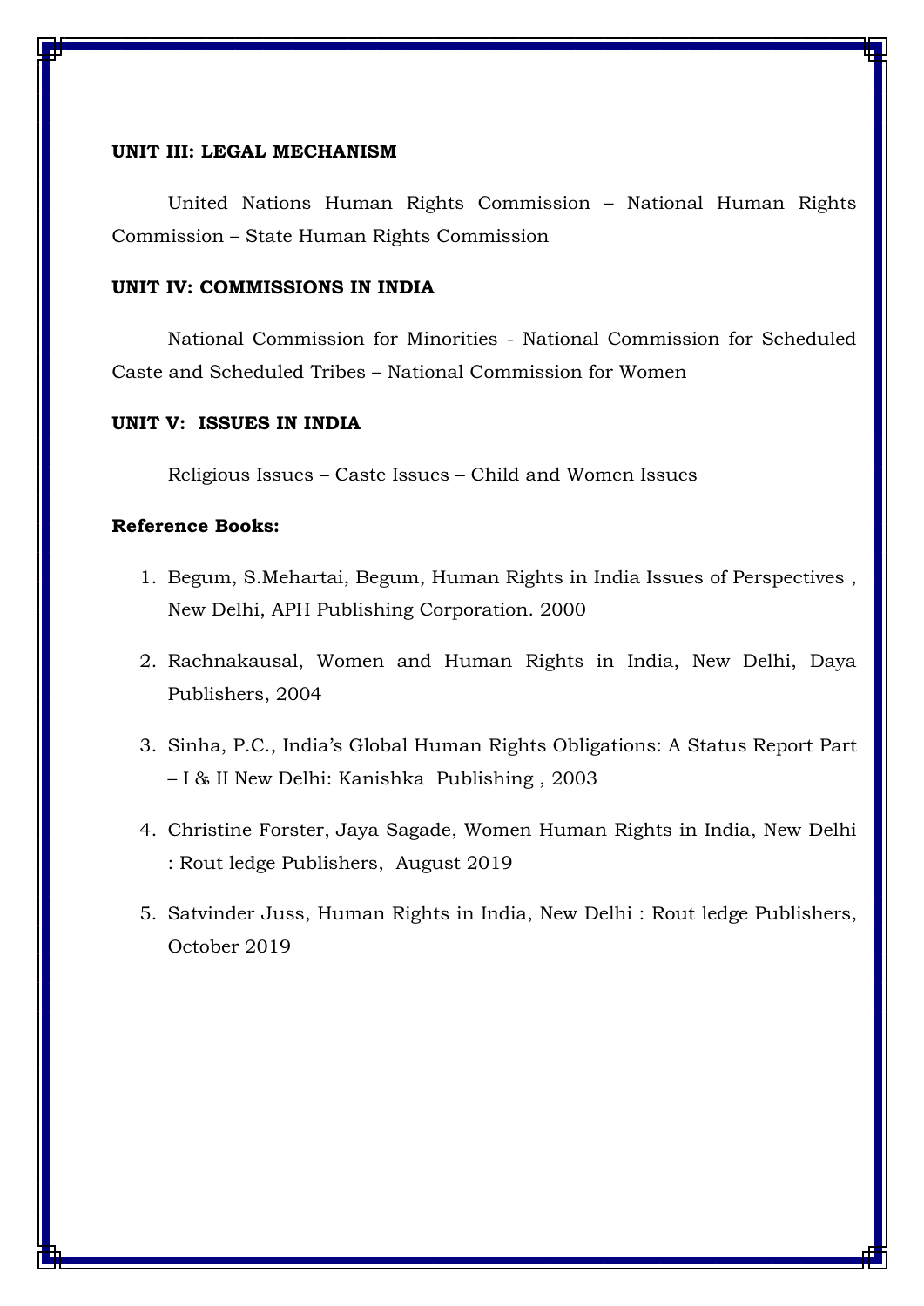**UNIT III: LEGAL MECHANISM**

United Nations Human Rights Commission – National Human Rights Commission – State Human Rights Commission

**UNIT IV: COMMISSIONS IN INDIA**

National Commission for Minorities - National Commission for Scheduled Caste and Scheduled Tribes – National Commission for Women

**UNIT V: ISSUES IN INDIA**

Religious Issues – Caste Issues – Child and Women Issues

**Reference Books:**

1. Begum, S.Mehartai, Begum, Human Rights in India Issues of Perspectives , New Delhi, APH Publishing Corporation. 2000
2. Rachnakausal, Women and Human Rights in India, New Delhi, Daya Publishers, 2004
3. Sinha, P.C., India's Global Human Rights Obligations: A Status Report Part – I & II New Delhi: Kanishka Publishing , 2003
4. Christine Forster, Jaya Sagade, Women Human Rights in India, New Delhi : Rout ledge Publishers, August 2019
5. Satvinder Juss, Human Rights in India, New Delhi : Rout ledge Publishers, October 2019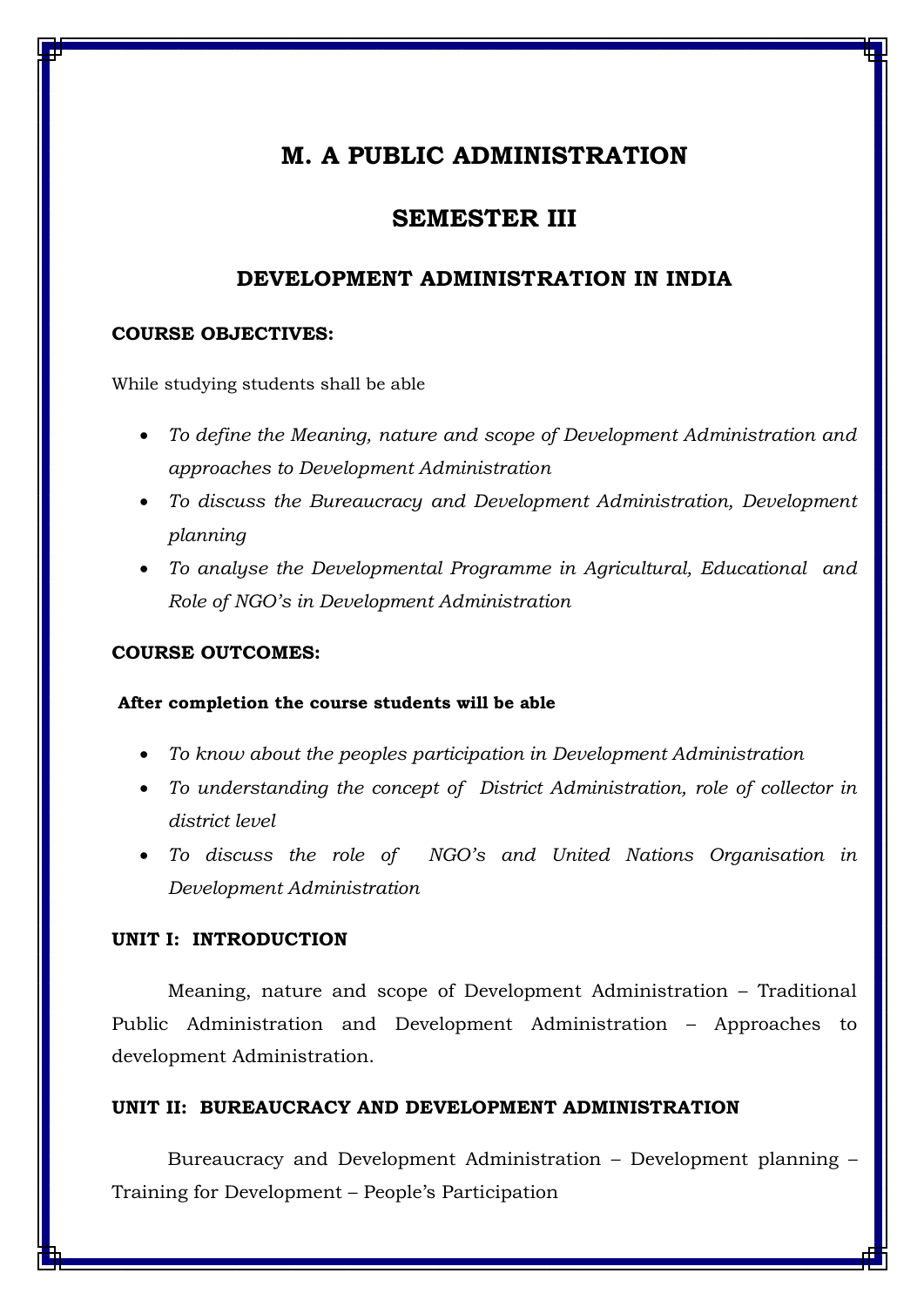# M. A PUBLIC ADMINISTRATION

## SEMESTER III

### DEVELOPMENT ADMINISTRATION IN INDIA

**COURSE OBJECTIVES:**

While studying students shall be able

- *To define the Meaning, nature and scope of Development Administration and approaches to Development Administration*
- *To discuss the Bureaucracy and Development Administration, Development planning*
- *To analyse the Developmental Programme in Agricultural, Educational and Role of NGO's in Development Administration*

**COURSE OUTCOMES:**

**After completion the course students will be able**

- *To know about the peoples participation in Development Administration*
- *To understanding the concept of District Administration, role of collector in district level*
- *To discuss the role of NGO's and United Nations Organisation in Development Administration*

**UNIT I: INTRODUCTION**

Meaning, nature and scope of Development Administration – Traditional Public Administration and Development Administration – Approaches to development Administration.

**UNIT II: BUREAUCRACY AND DEVELOPMENT ADMINISTRATION**

Bureaucracy and Development Administration – Development planning – Training for Development – People's Participation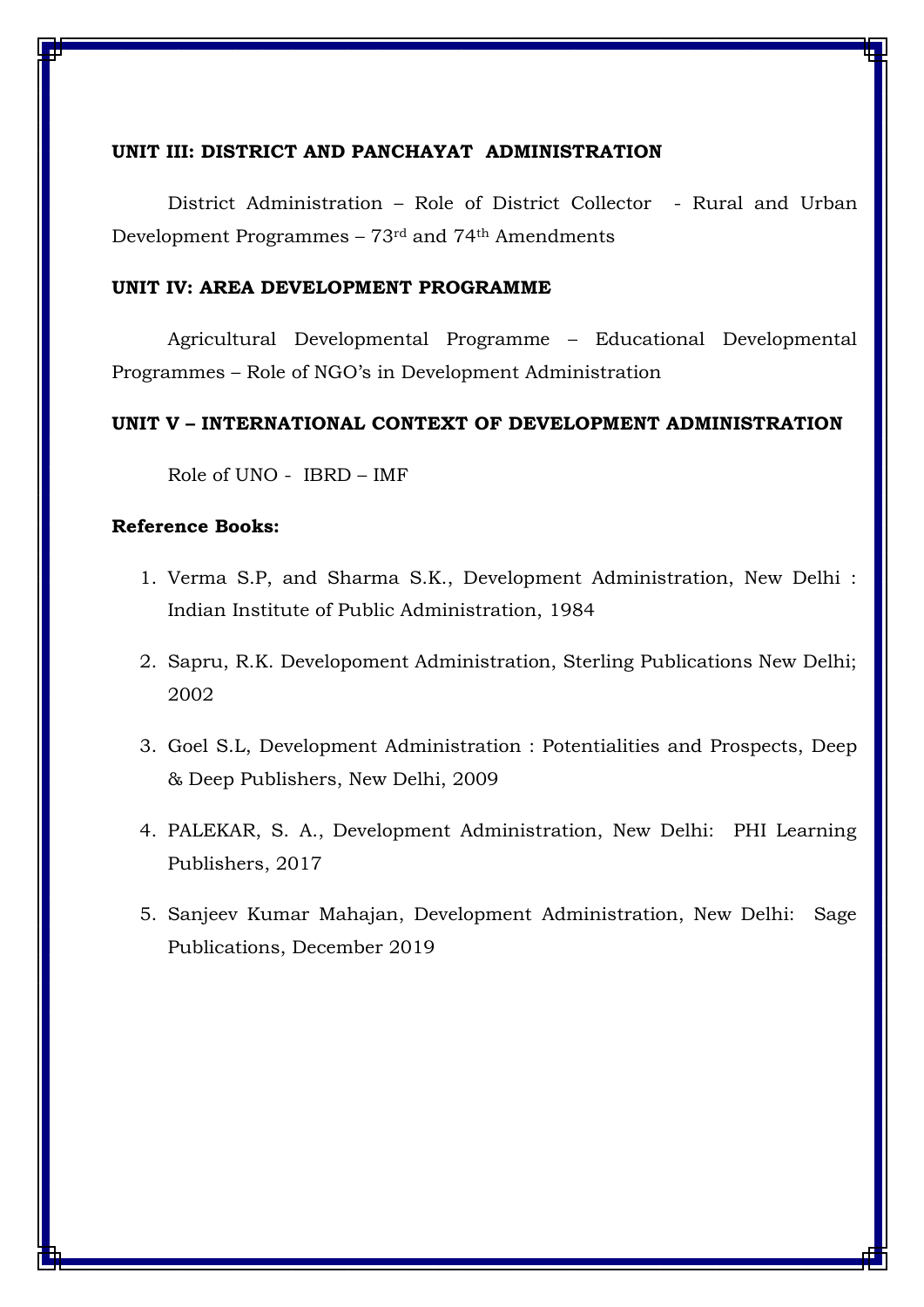**UNIT III: DISTRICT AND PANCHAYAT ADMINISTRATION**

District Administration – Role of District Collector - Rural and Urban Development Programmes – 73rd and 74th Amendments

**UNIT IV: AREA DEVELOPMENT PROGRAMME**

Agricultural Developmental Programme – Educational Developmental Programmes – Role of NGO's in Development Administration

**UNIT V – INTERNATIONAL CONTEXT OF DEVELOPMENT ADMINISTRATION**

Role of UNO - IBRD – IMF

**Reference Books:**

1. Verma S.P, and Sharma S.K., Development Administration, New Delhi : Indian Institute of Public Administration, 1984
2. Sapru, R.K. Developoment Administration, Sterling Publications New Delhi; 2002
3. Goel S.L, Development Administration : Potentialities and Prospects, Deep & Deep Publishers, New Delhi, 2009
4. PALEKAR, S. A., Development Administration, New Delhi: PHI Learning Publishers, 2017
5. Sanjeev Kumar Mahajan, Development Administration, New Delhi: Sage Publications, December 2019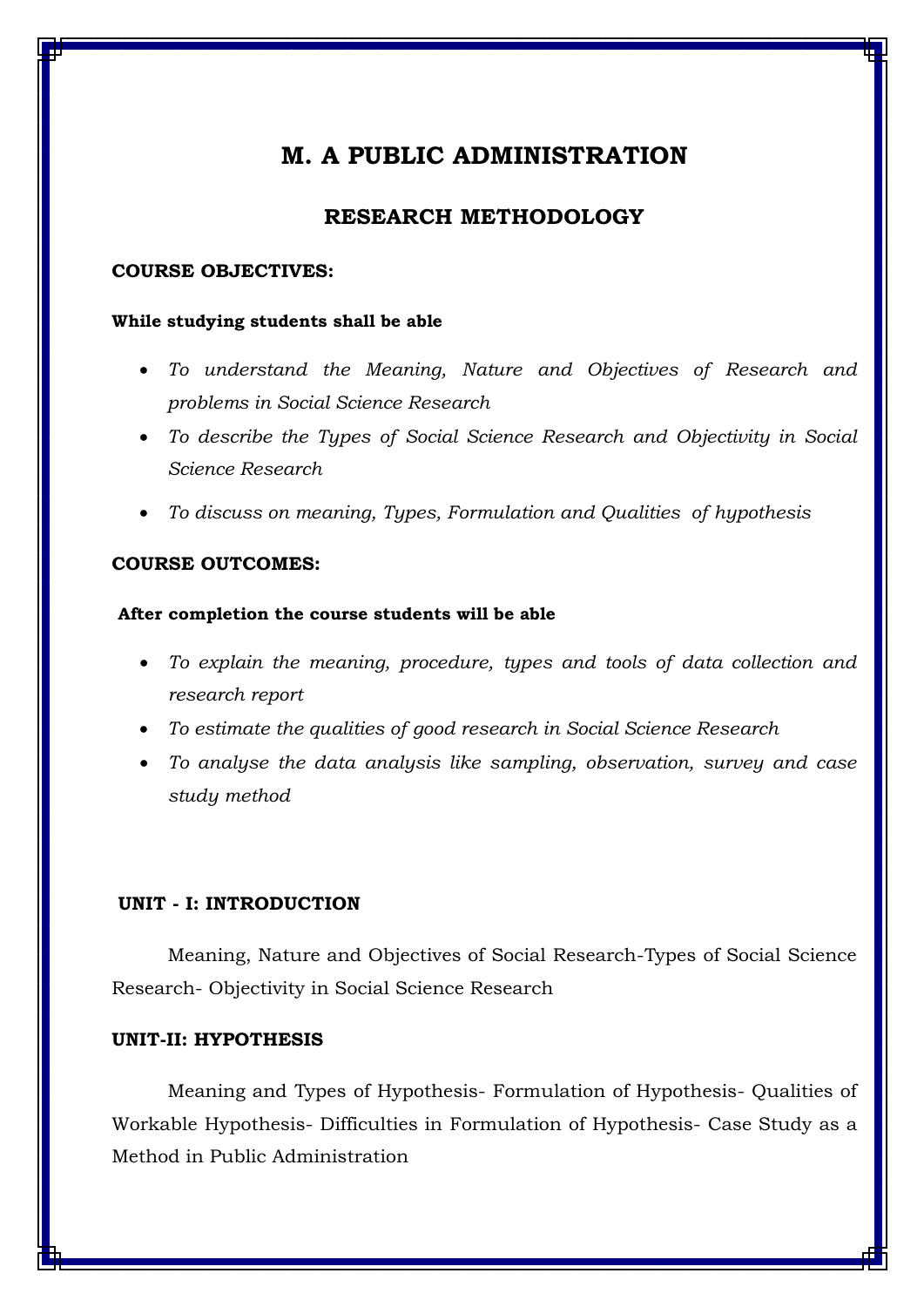# M. A PUBLIC ADMINISTRATION

## RESEARCH METHODOLOGY

**COURSE OBJECTIVES:**

**While studying students shall be able**

- *To understand the Meaning, Nature and Objectives of Research and problems in Social Science Research*
- *To describe the Types of Social Science Research and Objectivity in Social Science Research*
- *To discuss on meaning, Types, Formulation and Qualities of hypothesis*

**COURSE OUTCOMES:**

**After completion the course students will be able**

- *To explain the meaning, procedure, types and tools of data collection and research report*
- *To estimate the qualities of good research in Social Science Research*
- *To analyse the data analysis like sampling, observation, survey and case study method*

**UNIT - I: INTRODUCTION**

Meaning, Nature and Objectives of Social Research-Types of Social Science Research- Objectivity in Social Science Research

**UNIT-II: HYPOTHESIS**

Meaning and Types of Hypothesis- Formulation of Hypothesis- Qualities of Workable Hypothesis- Difficulties in Formulation of Hypothesis- Case Study as a Method in Public Administration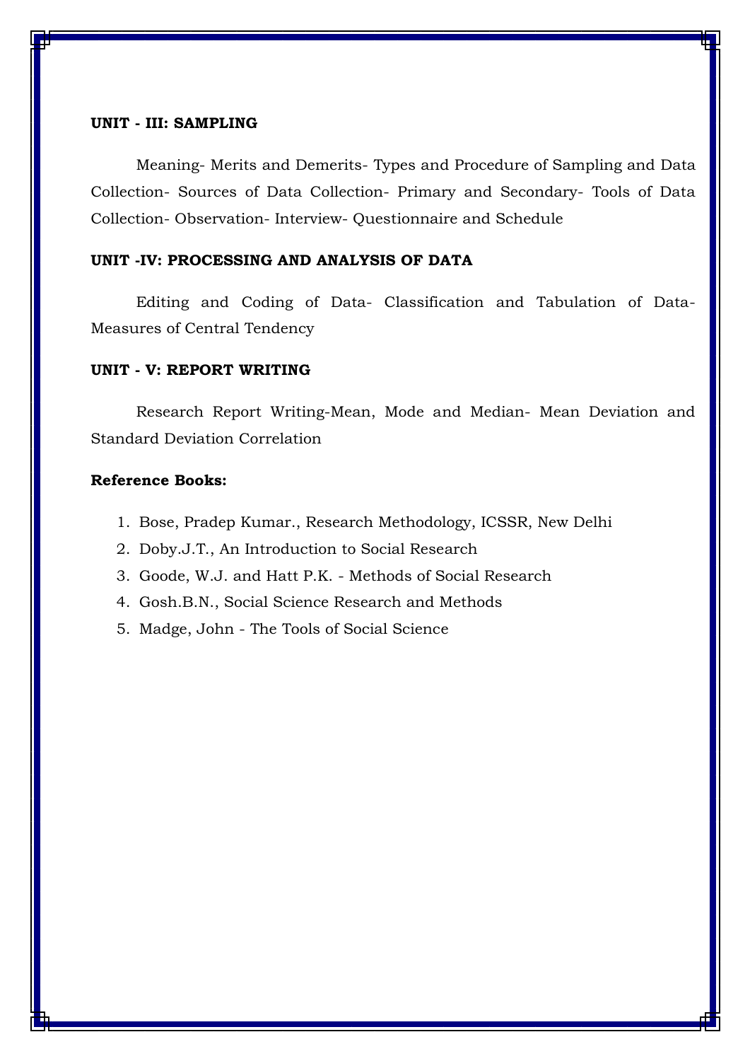**UNIT - III: SAMPLING**

Meaning- Merits and Demerits- Types and Procedure of Sampling and Data Collection- Sources of Data Collection- Primary and Secondary- Tools of Data Collection- Observation- Interview- Questionnaire and Schedule

**UNIT -IV: PROCESSING AND ANALYSIS OF DATA**

Editing and Coding of Data- Classification and Tabulation of Data- Measures of Central Tendency

**UNIT - V: REPORT WRITING**

Research Report Writing-Mean, Mode and Median- Mean Deviation and Standard Deviation Correlation

**Reference Books:**

1. Bose, Pradep Kumar., Research Methodology, ICSSR, New Delhi
2. Doby.J.T., An Introduction to Social Research
3. Goode, W.J. and Hatt P.K. - Methods of Social Research
4. Gosh.B.N., Social Science Research and Methods
5. Madge, John - The Tools of Social Science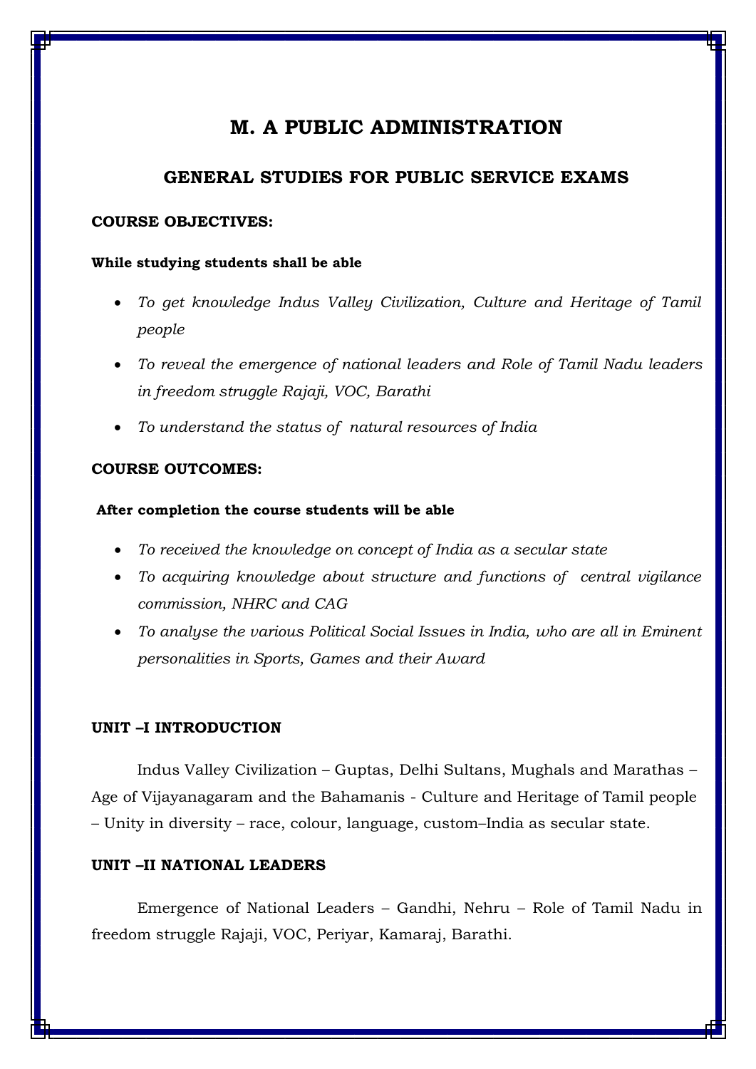# M. A PUBLIC ADMINISTRATION

## GENERAL STUDIES FOR PUBLIC SERVICE EXAMS

**COURSE OBJECTIVES:**

**While studying students shall be able**

- *To get knowledge Indus Valley Civilization, Culture and Heritage of Tamil people*
- *To reveal the emergence of national leaders and Role of Tamil Nadu leaders in freedom struggle Rajaji, VOC, Barathi*
- *To understand the status of natural resources of India*

**COURSE OUTCOMES:**

**After completion the course students will be able**

- *To received the knowledge on concept of India as a secular state*
- *To acquiring knowledge about structure and functions of central vigilance commission, NHRC and CAG*
- *To analyse the various Political Social Issues in India, who are all in Eminent personalities in Sports, Games and their Award*

**UNIT –I INTRODUCTION**

Indus Valley Civilization – Guptas, Delhi Sultans, Mughals and Marathas – Age of Vijayanagaram and the Bahamanis - Culture and Heritage of Tamil people – Unity in diversity – race, colour, language, custom–India as secular state.

**UNIT –II NATIONAL LEADERS**

Emergence of National Leaders – Gandhi, Nehru – Role of Tamil Nadu in freedom struggle Rajaji, VOC, Periyar, Kamaraj, Barathi.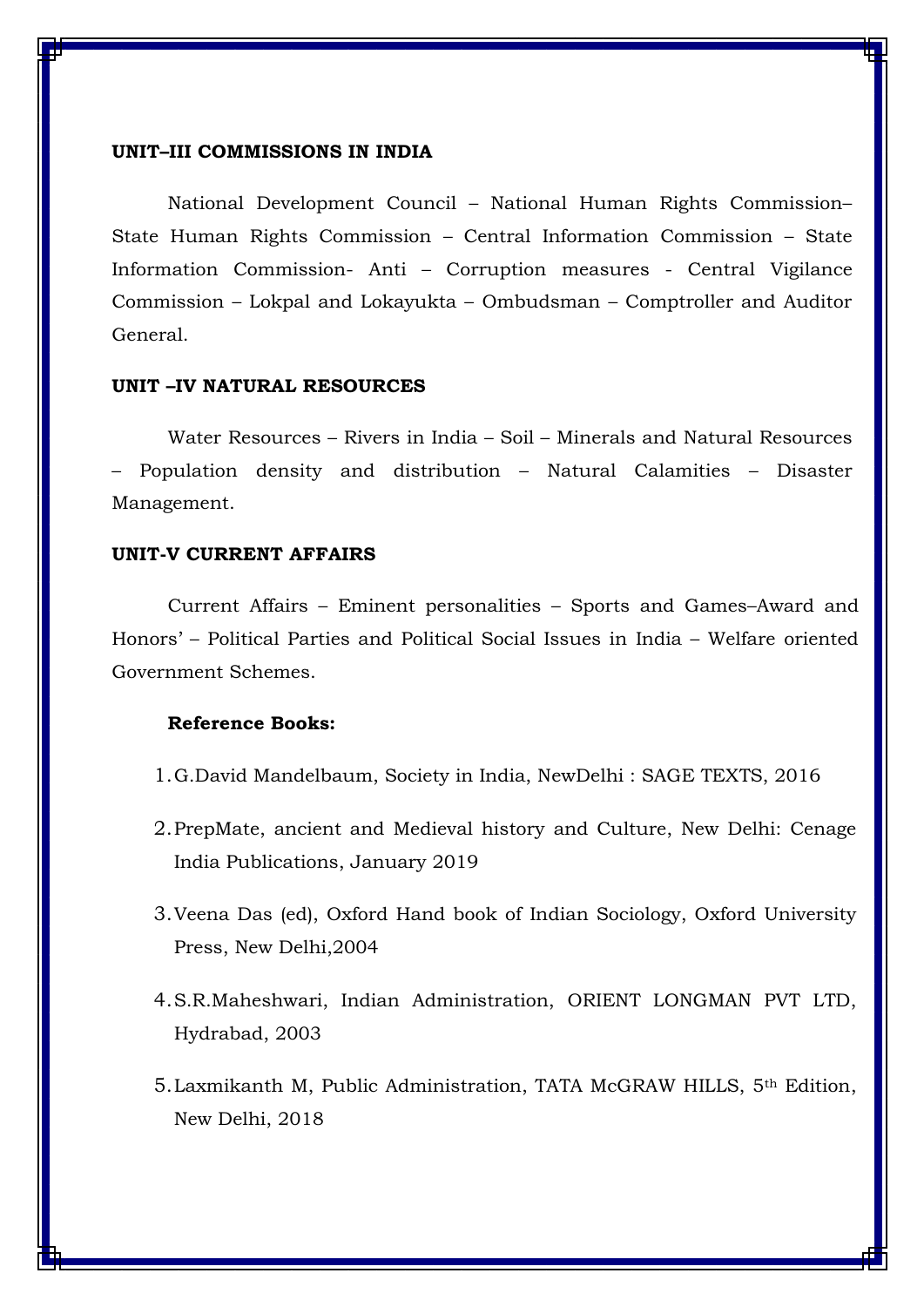**UNIT–III COMMISSIONS IN INDIA**

National Development Council – National Human Rights Commission– State Human Rights Commission – Central Information Commission – State Information Commission- Anti – Corruption measures - Central Vigilance Commission – Lokpal and Lokayukta – Ombudsman – Comptroller and Auditor General.

**UNIT –IV NATURAL RESOURCES**

Water Resources – Rivers in India – Soil – Minerals and Natural Resources – Population density and distribution – Natural Calamities – Disaster Management.

**UNIT-V CURRENT AFFAIRS**

Current Affairs – Eminent personalities – Sports and Games–Award and Honors' – Political Parties and Political Social Issues in India – Welfare oriented Government Schemes.

**Reference Books:**

1. G.David Mandelbaum, Society in India, NewDelhi : SAGE TEXTS, 2016
2. PrepMate, ancient and Medieval history and Culture, New Delhi: Cenage India Publications, January 2019
3. Veena Das (ed), Oxford Hand book of Indian Sociology, Oxford University Press, New Delhi,2004
4. S.R.Maheshwari, Indian Administration, ORIENT LONGMAN PVT LTD, Hydrabad, 2003
5. Laxmikanth M, Public Administration, TATA McGRAW HILLS, 5th Edition, New Delhi, 2018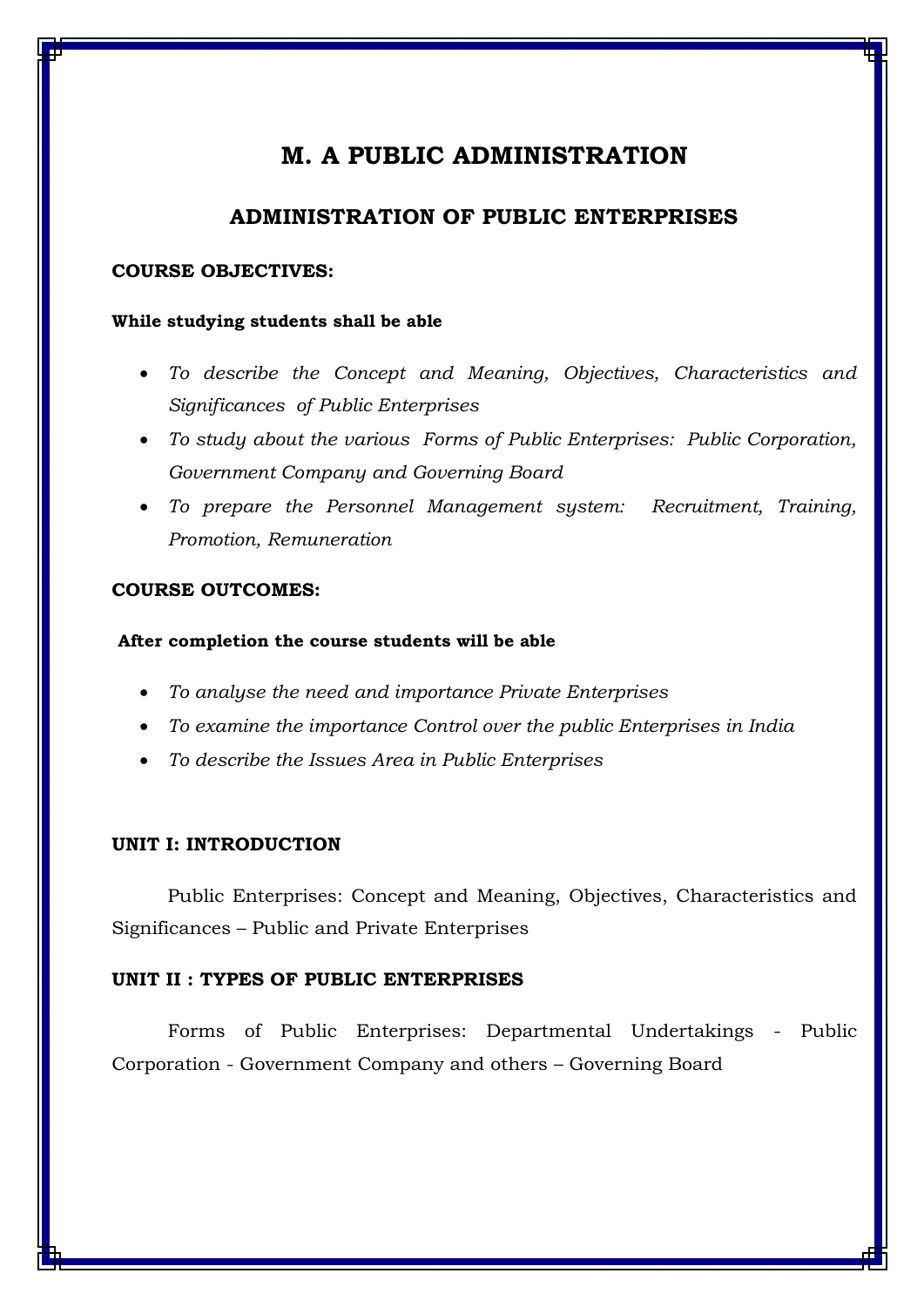# M. A PUBLIC ADMINISTRATION

## ADMINISTRATION OF PUBLIC ENTERPRISES

**COURSE OBJECTIVES:**

**While studying students shall be able**

- *To describe the Concept and Meaning, Objectives, Characteristics and Significances of Public Enterprises*
- *To study about the various Forms of Public Enterprises: Public Corporation, Government Company and Governing Board*
- *To prepare the Personnel Management system: Recruitment, Training, Promotion, Remuneration*

**COURSE OUTCOMES:**

**After completion the course students will be able**

- *To analyse the need and importance Private Enterprises*
- *To examine the importance Control over the public Enterprises in India*
- *To describe the Issues Area in Public Enterprises*

**UNIT I: INTRODUCTION**

Public Enterprises: Concept and Meaning, Objectives, Characteristics and Significances – Public and Private Enterprises

**UNIT II : TYPES OF PUBLIC ENTERPRISES**

Forms of Public Enterprises: Departmental Undertakings - Public Corporation - Government Company and others – Governing Board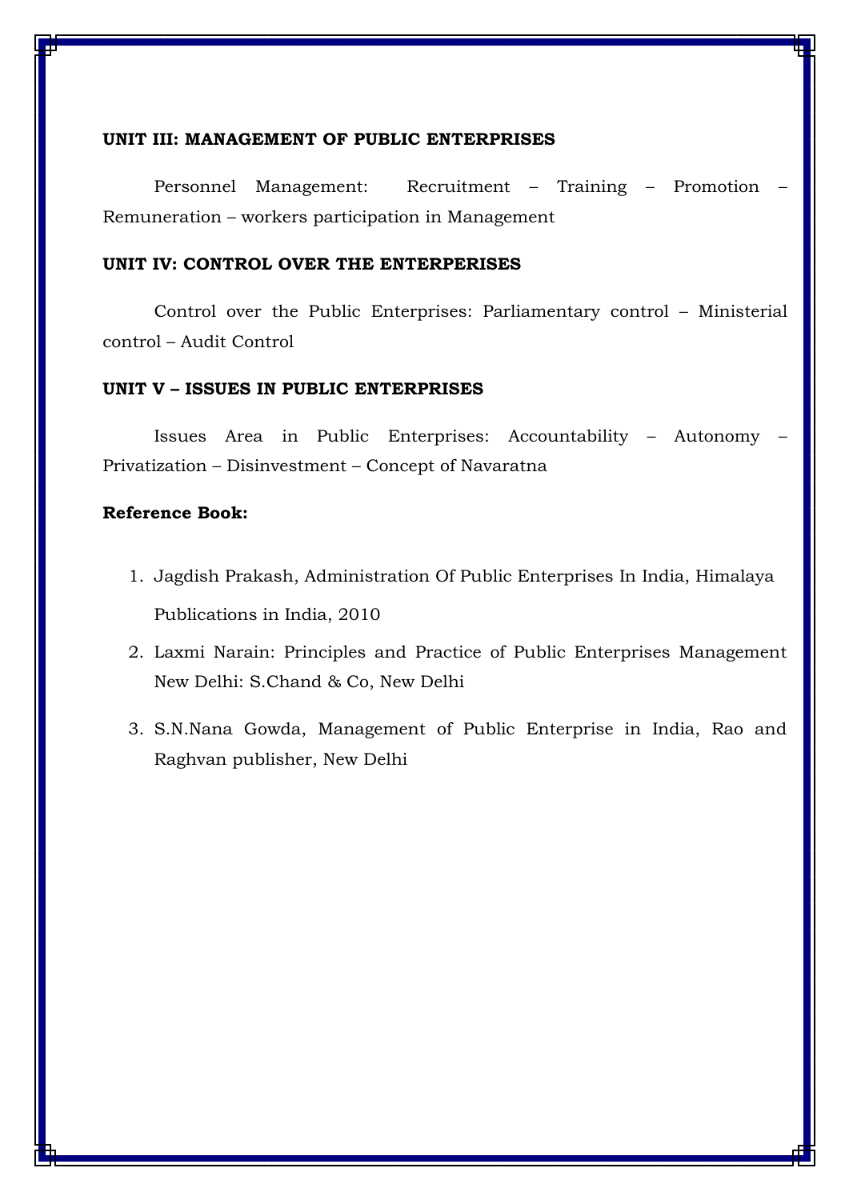**UNIT III: MANAGEMENT OF PUBLIC ENTERPRISES**

Personnel Management: Recruitment – Training – Promotion – Remuneration – workers participation in Management

**UNIT IV: CONTROL OVER THE ENTERPERISES**

Control over the Public Enterprises: Parliamentary control – Ministerial control – Audit Control

**UNIT V – ISSUES IN PUBLIC ENTERPRISES**

Issues Area in Public Enterprises: Accountability – Autonomy – Privatization – Disinvestment – Concept of Navaratna

**Reference Book:**

1. Jagdish Prakash, Administration Of Public Enterprises In India, Himalaya Publications in India, 2010
2. Laxmi Narain: Principles and Practice of Public Enterprises Management New Delhi: S.Chand & Co, New Delhi
3. S.N.Nana Gowda, Management of Public Enterprise in India, Rao and Raghvan publisher, New Delhi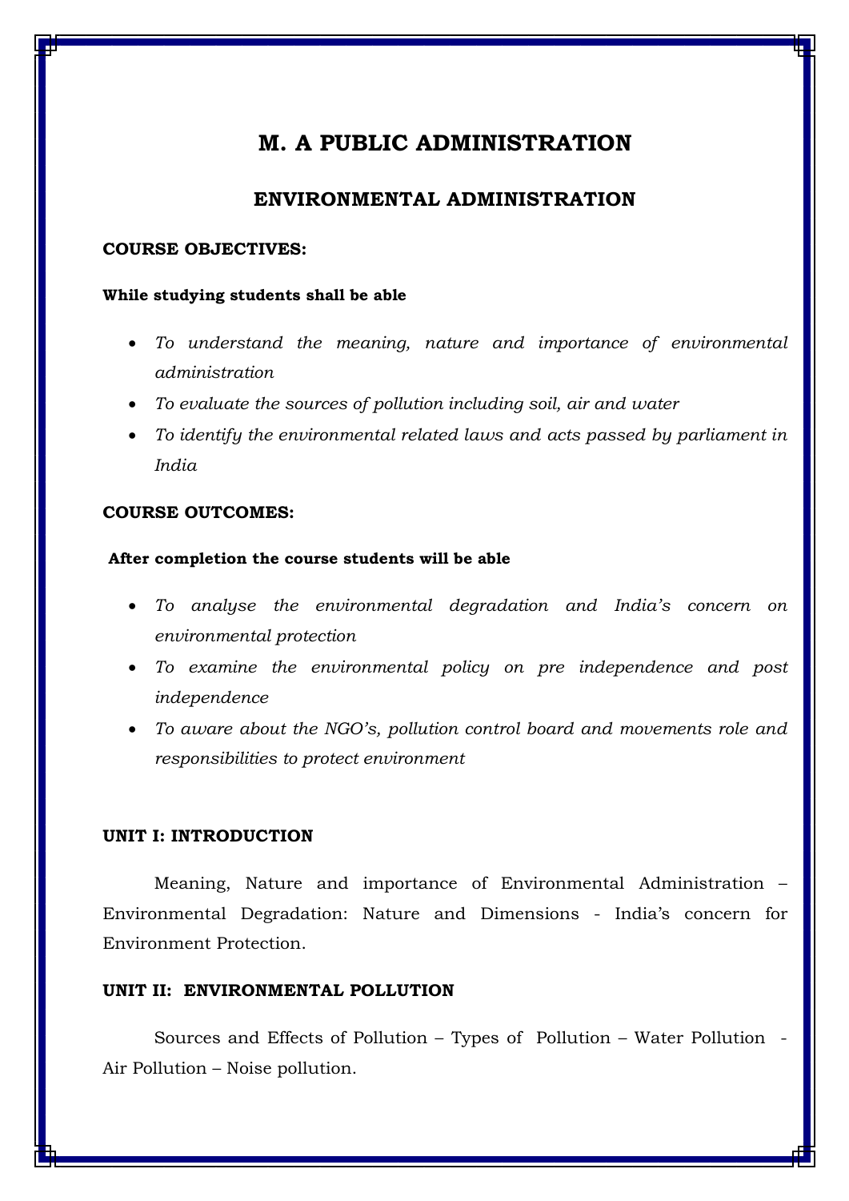# M. A PUBLIC ADMINISTRATION

## ENVIRONMENTAL ADMINISTRATION

**COURSE OBJECTIVES:**

**While studying students shall be able**

- *To understand the meaning, nature and importance of environmental administration*
- *To evaluate the sources of pollution including soil, air and water*
- *To identify the environmental related laws and acts passed by parliament in India*

**COURSE OUTCOMES:**

**After completion the course students will be able**

- *To analyse the environmental degradation and India's concern on environmental protection*
- *To examine the environmental policy on pre independence and post independence*
- *To aware about the NGO's, pollution control board and movements role and responsibilities to protect environment*

**UNIT I: INTRODUCTION**

Meaning, Nature and importance of Environmental Administration – Environmental Degradation: Nature and Dimensions - India's concern for Environment Protection.

**UNIT II: ENVIRONMENTAL POLLUTION**

Sources and Effects of Pollution – Types of Pollution – Water Pollution - Air Pollution – Noise pollution.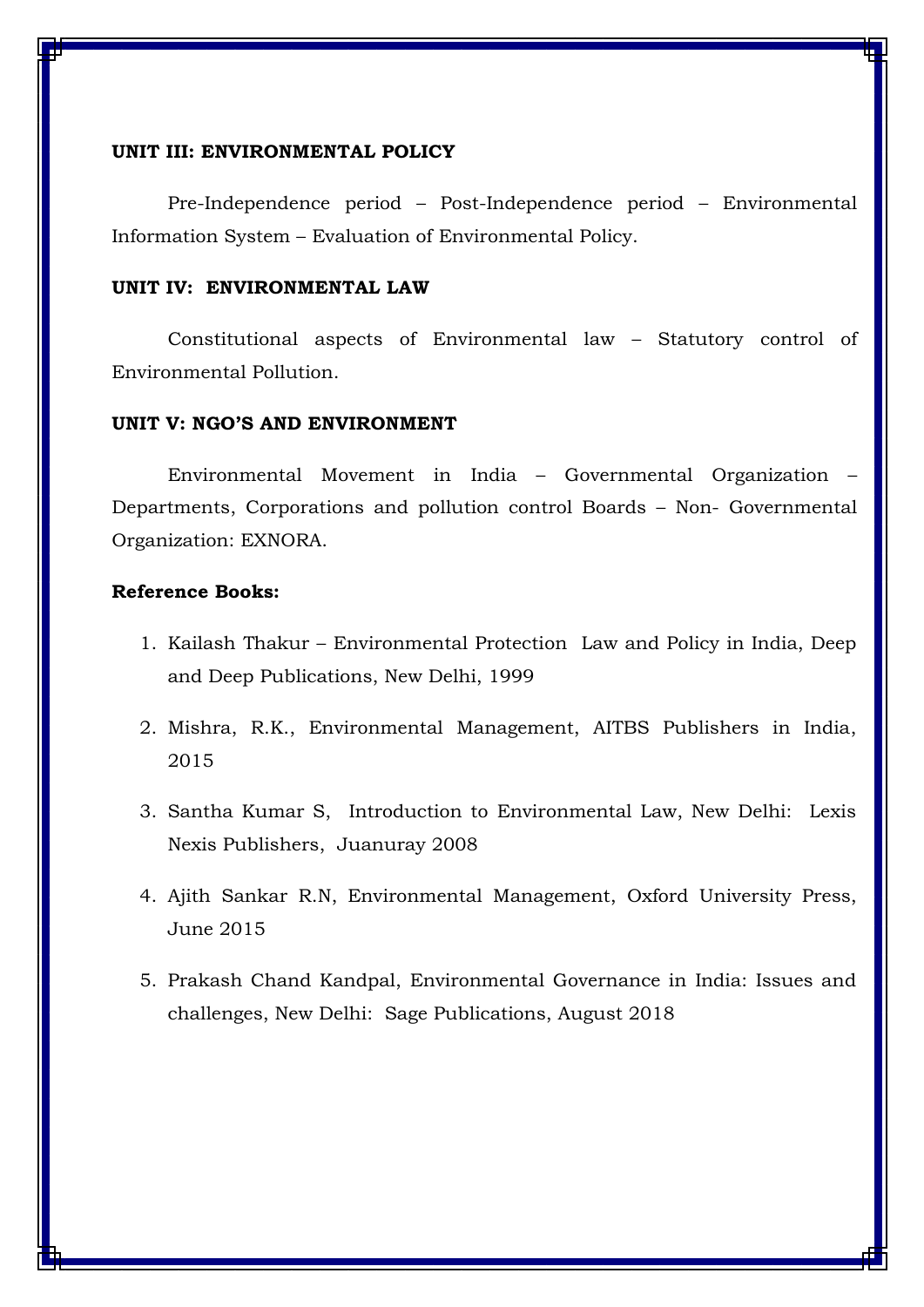**UNIT III: ENVIRONMENTAL POLICY**

Pre-Independence period – Post-Independence period – Environmental Information System – Evaluation of Environmental Policy.

**UNIT IV: ENVIRONMENTAL LAW**

Constitutional aspects of Environmental law – Statutory control of Environmental Pollution.

**UNIT V: NGO'S AND ENVIRONMENT**

Environmental Movement in India – Governmental Organization – Departments, Corporations and pollution control Boards – Non- Governmental Organization: EXNORA.

**Reference Books:**

1. Kailash Thakur – Environmental Protection Law and Policy in India, Deep and Deep Publications, New Delhi, 1999
2. Mishra, R.K., Environmental Management, AITBS Publishers in India, 2015
3. Santha Kumar S, Introduction to Environmental Law, New Delhi: Lexis Nexis Publishers, Juanuray 2008
4. Ajith Sankar R.N, Environmental Management, Oxford University Press, June 2015
5. Prakash Chand Kandpal, Environmental Governance in India: Issues and challenges, New Delhi: Sage Publications, August 2018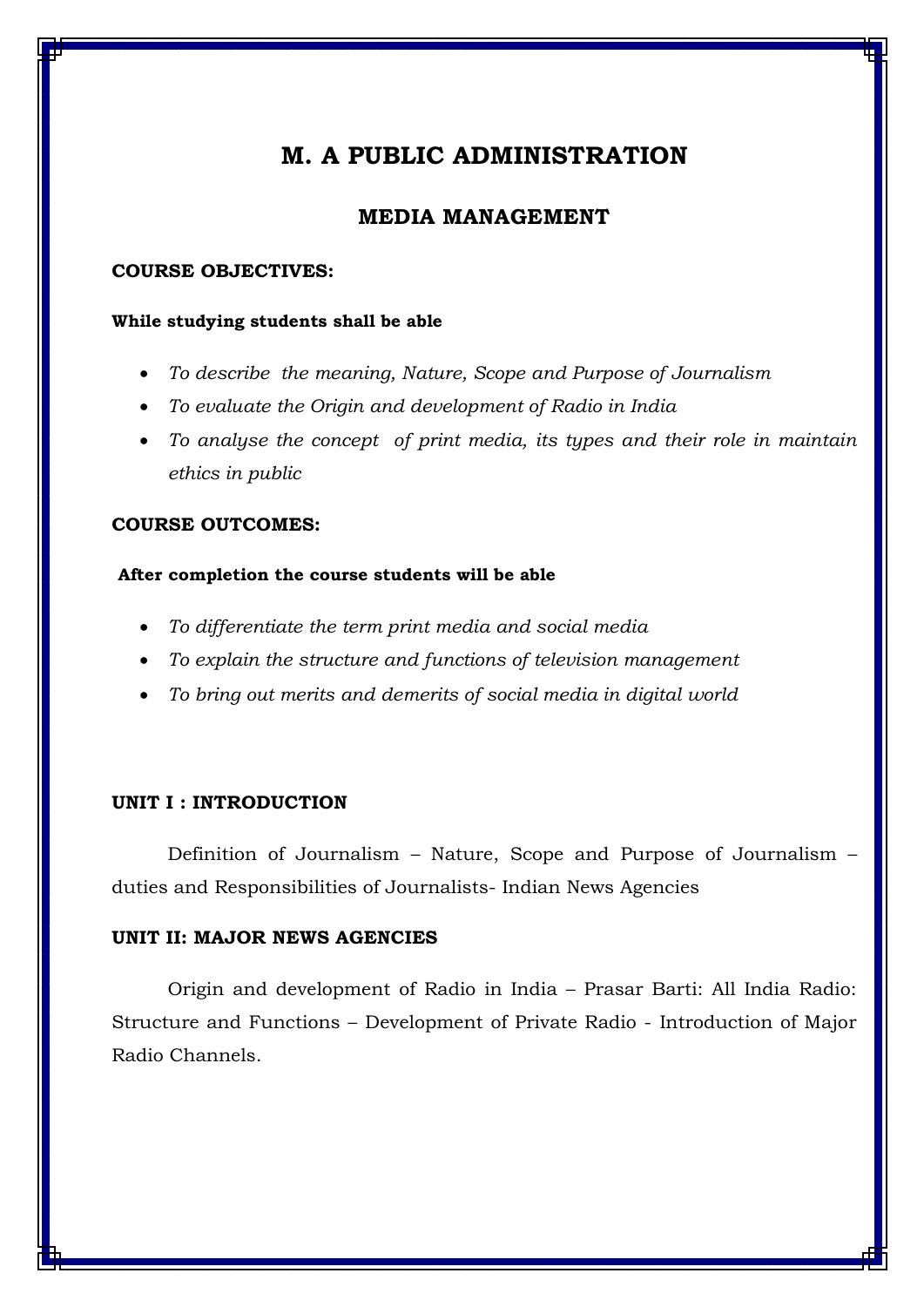# M. A PUBLIC ADMINISTRATION

## MEDIA MANAGEMENT

**COURSE OBJECTIVES:**

**While studying students shall be able**

- *To describe the meaning, Nature, Scope and Purpose of Journalism*
- *To evaluate the Origin and development of Radio in India*
- *To analyse the concept of print media, its types and their role in maintain ethics in public*

**COURSE OUTCOMES:**

**After completion the course students will be able**

- *To differentiate the term print media and social media*
- *To explain the structure and functions of television management*
- *To bring out merits and demerits of social media in digital world*

**UNIT I : INTRODUCTION**

Definition of Journalism – Nature, Scope and Purpose of Journalism – duties and Responsibilities of Journalists- Indian News Agencies

**UNIT II: MAJOR NEWS AGENCIES**

Origin and development of Radio in India – Prasar Barti: All India Radio: Structure and Functions – Development of Private Radio - Introduction of Major Radio Channels.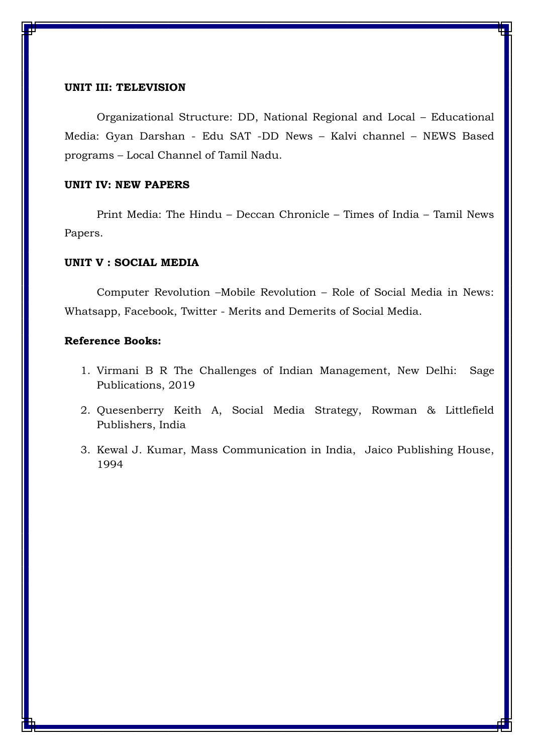**UNIT III: TELEVISION**

Organizational Structure: DD, National Regional and Local – Educational Media: Gyan Darshan - Edu SAT -DD News – Kalvi channel – NEWS Based programs – Local Channel of Tamil Nadu.

**UNIT IV: NEW PAPERS**

Print Media: The Hindu – Deccan Chronicle – Times of India – Tamil News Papers.

**UNIT V : SOCIAL MEDIA**

Computer Revolution –Mobile Revolution – Role of Social Media in News: Whatsapp, Facebook, Twitter - Merits and Demerits of Social Media.

**Reference Books:**

1. Virmani B R The Challenges of Indian Management, New Delhi: Sage Publications, 2019
2. Quesenberry Keith A, Social Media Strategy, Rowman & Littlefield Publishers, India
3. Kewal J. Kumar, Mass Communication in India, Jaico Publishing House, 1994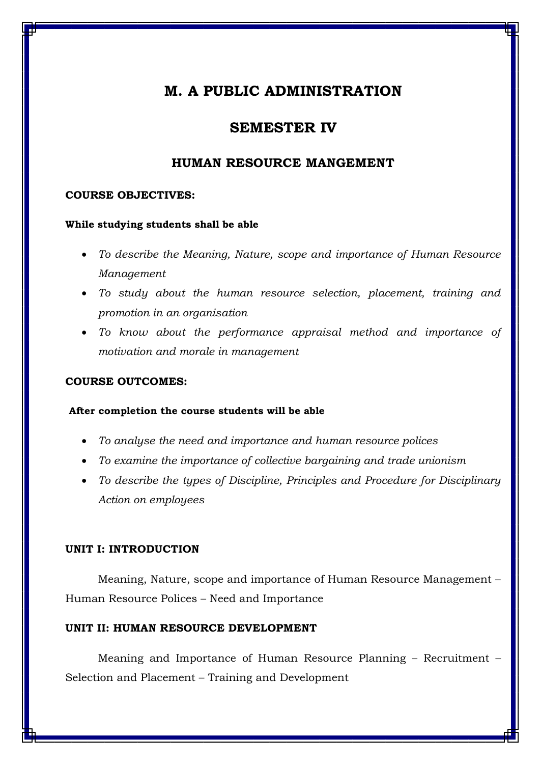# M. A PUBLIC ADMINISTRATION

## SEMESTER IV

### HUMAN RESOURCE MANGEMENT

**COURSE OBJECTIVES:**

**While studying students shall be able**

- *To describe the Meaning, Nature, scope and importance of Human Resource Management*
- *To study about the human resource selection, placement, training and promotion in an organisation*
- *To know about the performance appraisal method and importance of motivation and morale in management*

**COURSE OUTCOMES:**

**After completion the course students will be able**

- *To analyse the need and importance and human resource polices*
- *To examine the importance of collective bargaining and trade unionism*
- *To describe the types of Discipline, Principles and Procedure for Disciplinary Action on employees*

**UNIT I: INTRODUCTION**

Meaning, Nature, scope and importance of Human Resource Management – Human Resource Polices – Need and Importance

**UNIT II: HUMAN RESOURCE DEVELOPMENT**

Meaning and Importance of Human Resource Planning – Recruitment – Selection and Placement – Training and Development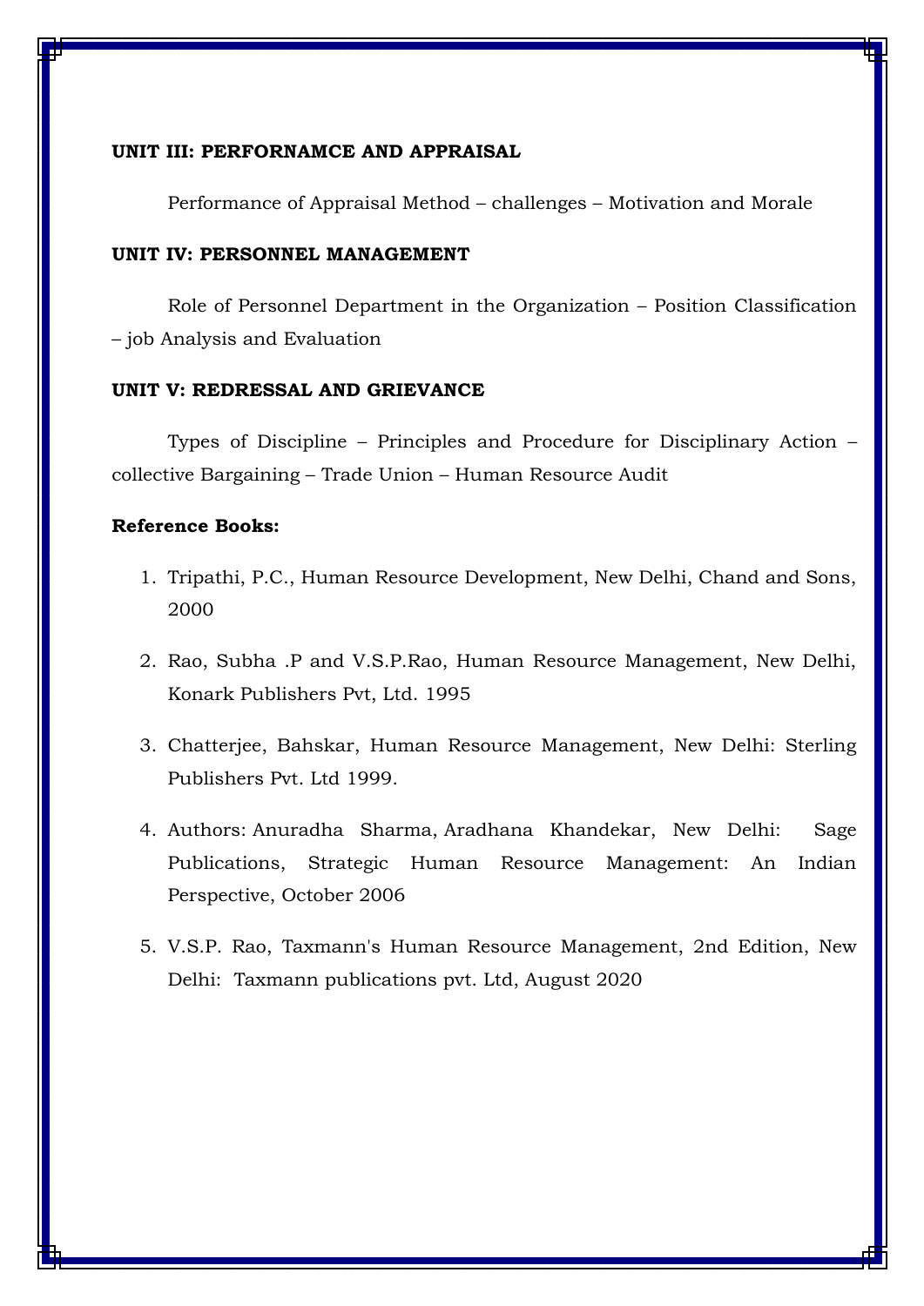**UNIT III: PERFORNAMCE AND APPRAISAL**

Performance of Appraisal Method – challenges – Motivation and Morale

**UNIT IV: PERSONNEL MANAGEMENT**

Role of Personnel Department in the Organization – Position Classification – job Analysis and Evaluation

**UNIT V: REDRESSAL AND GRIEVANCE**

Types of Discipline – Principles and Procedure for Disciplinary Action – collective Bargaining – Trade Union – Human Resource Audit

**Reference Books:**

1. Tripathi, P.C., Human Resource Development, New Delhi, Chand and Sons, 2000
2. Rao, Subha .P and V.S.P.Rao, Human Resource Management, New Delhi, Konark Publishers Pvt, Ltd. 1995
3. Chatterjee, Bahskar, Human Resource Management, New Delhi: Sterling Publishers Pvt. Ltd 1999.
4. Authors: Anuradha Sharma, Aradhana Khandekar, New Delhi: Sage Publications, Strategic Human Resource Management: An Indian Perspective, October 2006
5. V.S.P. Rao, Taxmann's Human Resource Management, 2nd Edition, New Delhi: Taxmann publications pvt. Ltd, August 2020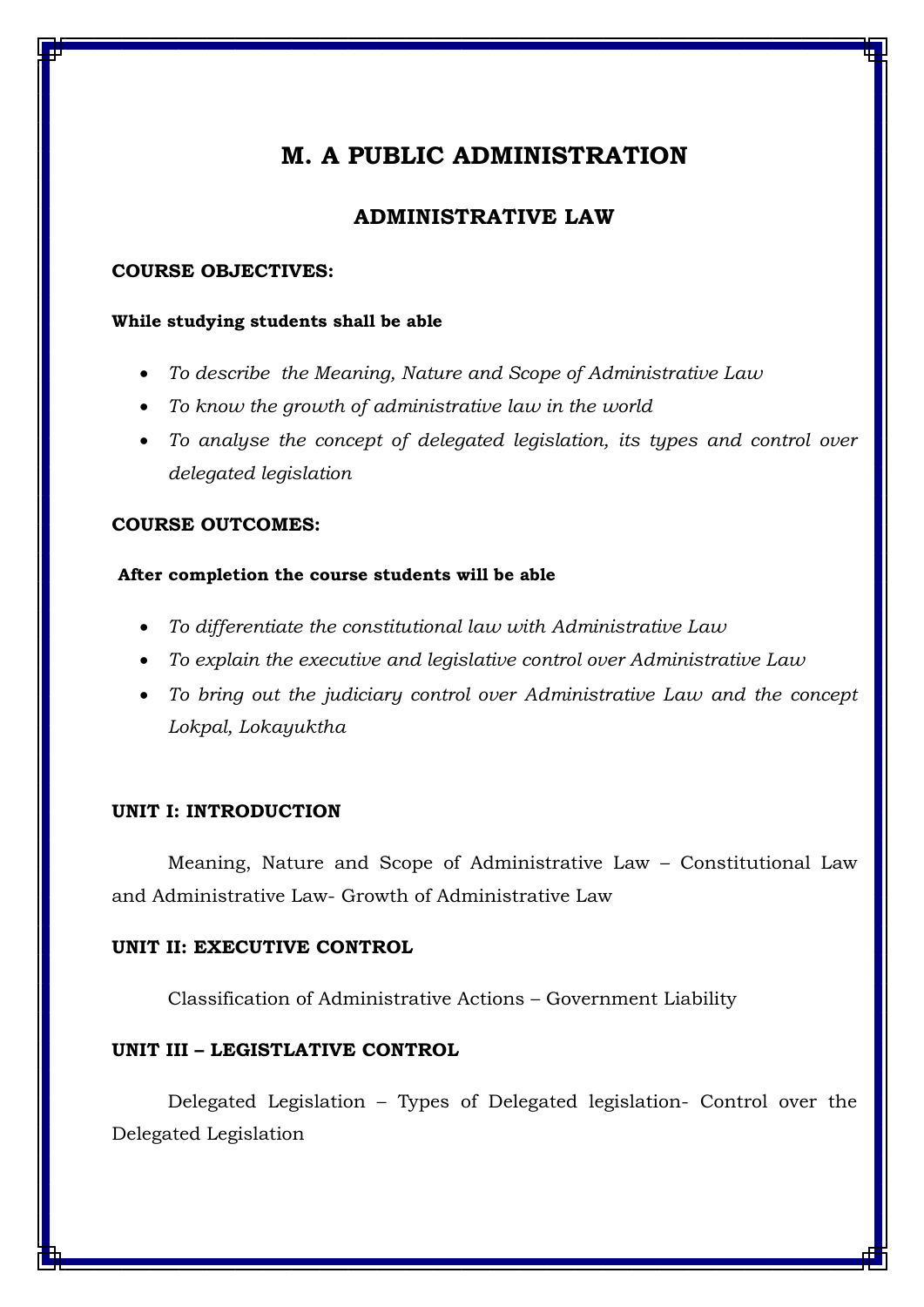# M. A PUBLIC ADMINISTRATION

## ADMINISTRATIVE LAW

**COURSE OBJECTIVES:**

**While studying students shall be able**

- *To describe the Meaning, Nature and Scope of Administrative Law*
- *To know the growth of administrative law in the world*
- *To analyse the concept of delegated legislation, its types and control over delegated legislation*

**COURSE OUTCOMES:**

**After completion the course students will be able**

- *To differentiate the constitutional law with Administrative Law*
- *To explain the executive and legislative control over Administrative Law*
- *To bring out the judiciary control over Administrative Law and the concept Lokpal, Lokayuktha*

**UNIT I: INTRODUCTION**

Meaning, Nature and Scope of Administrative Law – Constitutional Law and Administrative Law- Growth of Administrative Law

**UNIT II: EXECUTIVE CONTROL**

Classification of Administrative Actions – Government Liability

**UNIT III – LEGISTLATIVE CONTROL**

Delegated Legislation – Types of Delegated legislation- Control over the Delegated Legislation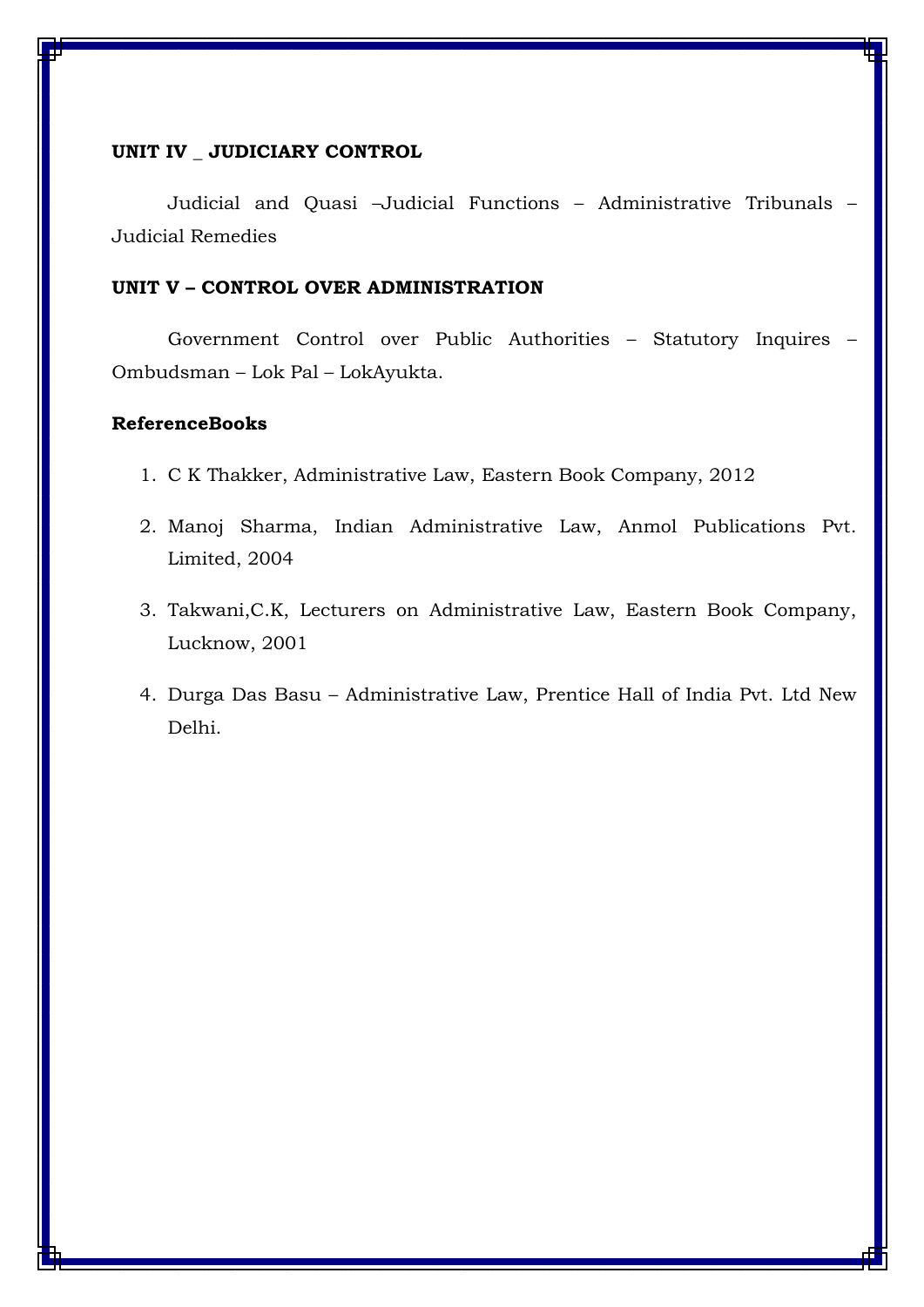**UNIT IV _ JUDICIARY CONTROL**

Judicial and Quasi –Judicial Functions – Administrative Tribunals – Judicial Remedies

**UNIT V – CONTROL OVER ADMINISTRATION**

Government Control over Public Authorities – Statutory Inquires – Ombudsman – Lok Pal – LokAyukta.

**ReferenceBooks**

1. C K Thakker, Administrative Law, Eastern Book Company, 2012
2. Manoj Sharma, Indian Administrative Law, Anmol Publications Pvt. Limited, 2004
3. Takwani,C.K, Lecturers on Administrative Law, Eastern Book Company, Lucknow, 2001
4. Durga Das Basu – Administrative Law, Prentice Hall of India Pvt. Ltd New Delhi.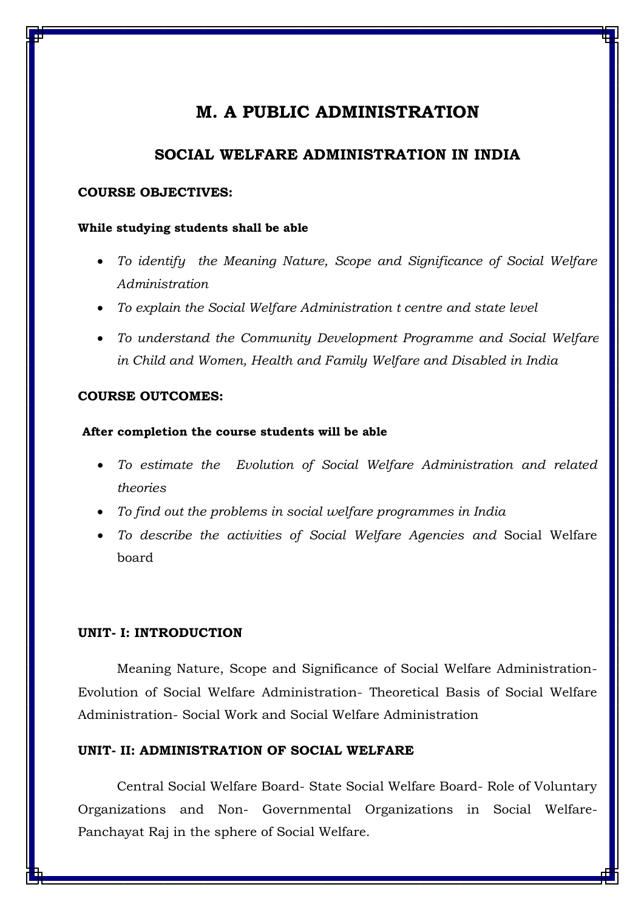# M. A PUBLIC ADMINISTRATION

## SOCIAL WELFARE ADMINISTRATION IN INDIA

**COURSE OBJECTIVES:**

**While studying students shall be able**

- *To identify the Meaning Nature, Scope and Significance of Social Welfare Administration*
- *To explain the Social Welfare Administration t centre and state level*
- *To understand the Community Development Programme and Social Welfare in Child and Women, Health and Family Welfare and Disabled in India*

**COURSE OUTCOMES:**

**After completion the course students will be able**

- *To estimate the Evolution of Social Welfare Administration and related theories*
- *To find out the problems in social welfare programmes in India*
- *To describe the activities of Social Welfare Agencies and* Social Welfare board

**UNIT- I: INTRODUCTION**

Meaning Nature, Scope and Significance of Social Welfare Administration- Evolution of Social Welfare Administration- Theoretical Basis of Social Welfare Administration- Social Work and Social Welfare Administration

**UNIT- II: ADMINISTRATION OF SOCIAL WELFARE**

Central Social Welfare Board- State Social Welfare Board- Role of Voluntary Organizations and Non- Governmental Organizations in Social Welfare- Panchayat Raj in the sphere of Social Welfare.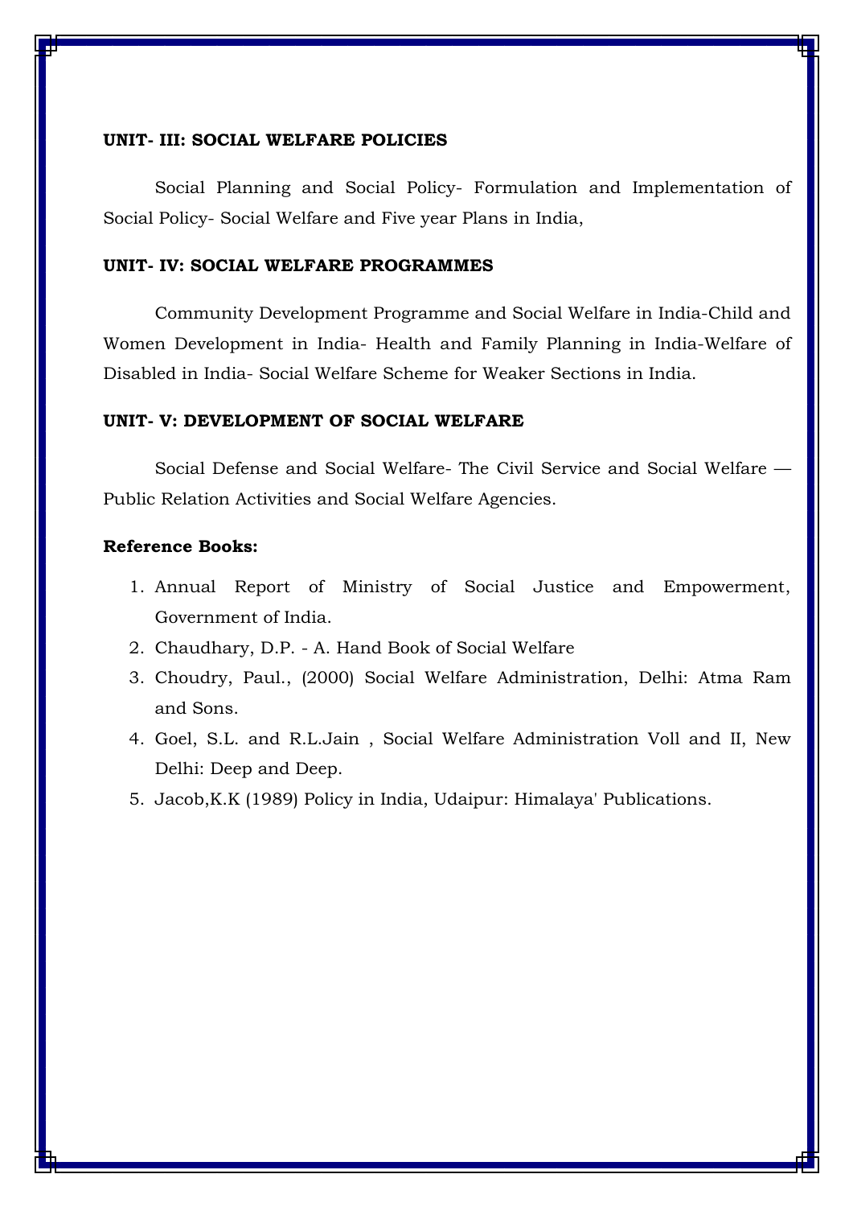**UNIT- III: SOCIAL WELFARE POLICIES**

Social Planning and Social Policy- Formulation and Implementation of Social Policy- Social Welfare and Five year Plans in India,

**UNIT- IV: SOCIAL WELFARE PROGRAMMES**

Community Development Programme and Social Welfare in India-Child and Women Development in India- Health and Family Planning in India-Welfare of Disabled in India- Social Welfare Scheme for Weaker Sections in India.

**UNIT- V: DEVELOPMENT OF SOCIAL WELFARE**

Social Defense and Social Welfare- The Civil Service and Social Welfare — Public Relation Activities and Social Welfare Agencies.

**Reference Books:**

1. Annual Report of Ministry of Social Justice and Empowerment, Government of India.
2. Chaudhary, D.P. - A. Hand Book of Social Welfare
3. Choudry, Paul., (2000) Social Welfare Administration, Delhi: Atma Ram and Sons.
4. Goel, S.L. and R.L.Jain , Social Welfare Administration Voll and II, New Delhi: Deep and Deep.
5. Jacob,K.K (1989) Policy in India, Udaipur: Himalaya' Publications.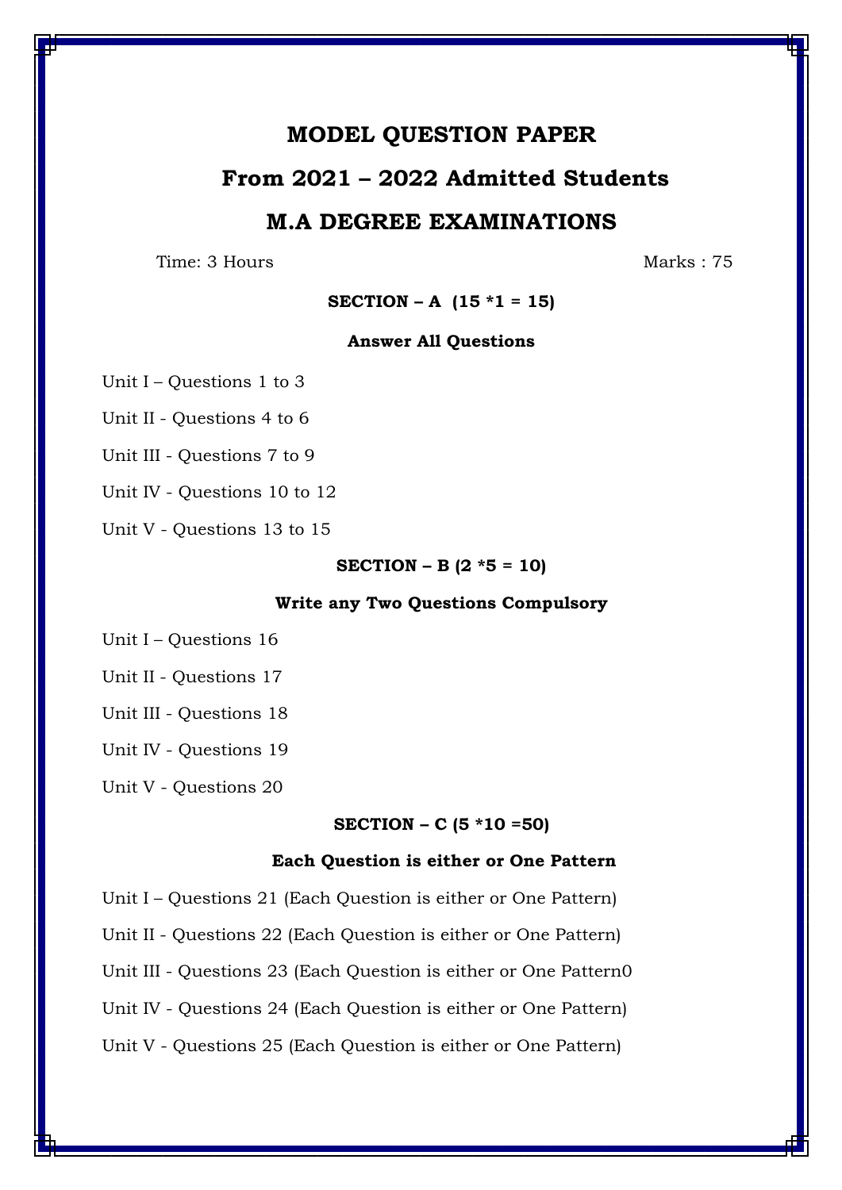# MODEL QUESTION PAPER

## From 2021 – 2022 Admitted Students

## M.A DEGREE EXAMINATIONS

Time: 3 Hours Marks : 75

**SECTION – A (15 *1 = 15)**

**Answer All Questions**

Unit I – Questions 1 to 3

Unit II - Questions 4 to 6

Unit III - Questions 7 to 9

Unit IV - Questions 10 to 12

Unit V - Questions 13 to 15

**SECTION – B (2 *5 = 10)**

**Write any Two Questions Compulsory**

Unit I – Questions 16

Unit II - Questions 17

Unit III - Questions 18

Unit IV - Questions 19

Unit V - Questions 20

**SECTION – C (5 *10 =50)**

**Each Question is either or One Pattern**

Unit I – Questions 21 (Each Question is either or One Pattern)

Unit II - Questions 22 (Each Question is either or One Pattern)

Unit III - Questions 23 (Each Question is either or One Pattern0

Unit IV - Questions 24 (Each Question is either or One Pattern)

Unit V - Questions 25 (Each Question is either or One Pattern)